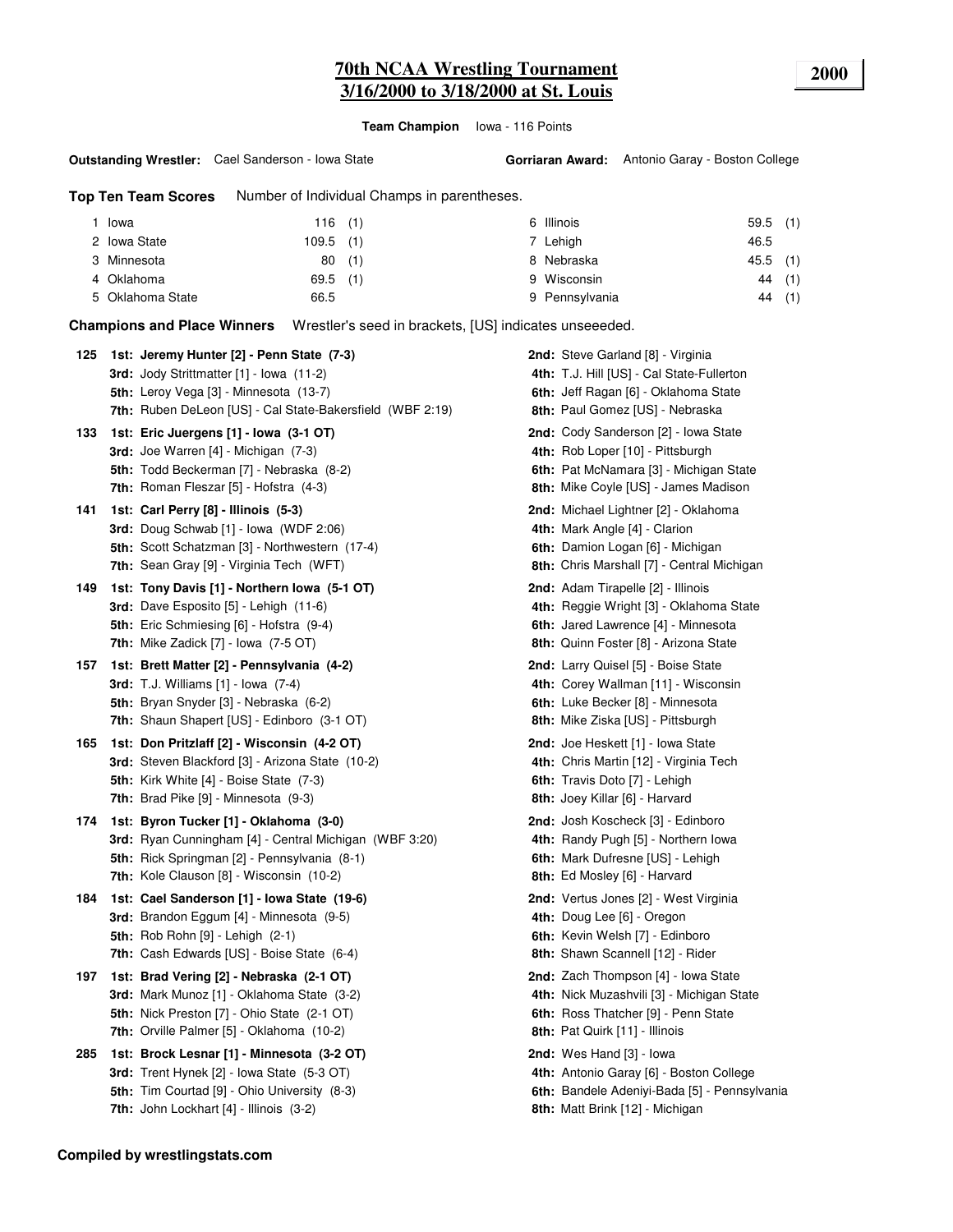# 70th NCAA Wrestling Tournament
## 3/16/2000 to 3/18/2000 at St. Louis

**2000**

**Team Champion** Iowa - 116 Points

**Outstanding Wrestler:** Cael Sanderson - Iowa State

**Gorriaran Award:** Antonio Garay - Boston College

**Top Ten Team Scores** Number of Individual Champs in parentheses.

| Rank | Team | Points | Champs |
|---|---|---|---|
| 1 | Iowa | 116 | (1) |
| 2 | Iowa State | 109.5 | (1) |
| 3 | Minnesota | 80 | (1) |
| 4 | Oklahoma | 69.5 | (1) |
| 5 | Oklahoma State | 66.5 | |
| 6 | Illinois | 59.5 | (1) |
| 7 | Lehigh | 46.5 | |
| 8 | Nebraska | 45.5 | (1) |
| 9 | Wisconsin | 44 | (1) |
| 9 | Pennsylvania | 44 | (1) |

**Champions and Place Winners** Wrestler's seed in brackets, [US] indicates unseeeded.

**125**
- **1st: Jeremy Hunter [2] - Penn State (7-3)**
- **2nd:** Steve Garland [8] - Virginia
- **3rd:** Jody Strittmatter [1] - Iowa (11-2)
- **4th:** T.J. Hill [US] - Cal State-Fullerton
- **5th:** Leroy Vega [3] - Minnesota (13-7)
- **6th:** Jeff Ragan [6] - Oklahoma State
- **7th:** Ruben DeLeon [US] - Cal State-Bakersfield (WBF 2:19)
- **8th:** Paul Gomez [US] - Nebraska

**133**
- **1st: Eric Juergens [1] - Iowa (3-1 OT)**
- **2nd:** Cody Sanderson [2] - Iowa State
- **3rd:** Joe Warren [4] - Michigan (7-3)
- **4th:** Rob Loper [10] - Pittsburgh
- **5th:** Todd Beckerman [7] - Nebraska (8-2)
- **6th:** Pat McNamara [3] - Michigan State
- **7th:** Roman Fleszar [5] - Hofstra (4-3)
- **8th:** Mike Coyle [US] - James Madison

**141**
- **1st: Carl Perry [8] - Illinois (5-3)**
- **2nd:** Michael Lightner [2] - Oklahoma
- **3rd:** Doug Schwab [1] - Iowa (WDF 2:06)
- **4th:** Mark Angle [4] - Clarion
- **5th:** Scott Schatzman [3] - Northwestern (17-4)
- **6th:** Damion Logan [6] - Michigan
- **7th:** Sean Gray [9] - Virginia Tech (WFT)
- **8th:** Chris Marshall [7] - Central Michigan

**149**
- **1st: Tony Davis [1] - Northern Iowa (5-1 OT)**
- **2nd:** Adam Tirapelle [2] - Illinois
- **3rd:** Dave Esposito [5] - Lehigh (11-6)
- **4th:** Reggie Wright [3] - Oklahoma State
- **5th:** Eric Schmiesing [6] - Hofstra (9-4)
- **6th:** Jared Lawrence [4] - Minnesota
- **7th:** Mike Zadick [7] - Iowa (7-5 OT)
- **8th:** Quinn Foster [8] - Arizona State

**157**
- **1st: Brett Matter [2] - Pennsylvania (4-2)**
- **2nd:** Larry Quisel [5] - Boise State
- **3rd:** T.J. Williams [1] - Iowa (7-4)
- **4th:** Corey Wallman [11] - Wisconsin
- **5th:** Bryan Snyder [3] - Nebraska (6-2)
- **6th:** Luke Becker [8] - Minnesota
- **7th:** Shaun Shapert [US] - Edinboro (3-1 OT)
- **8th:** Mike Ziska [US] - Pittsburgh

**165**
- **1st: Don Pritzlaff [2] - Wisconsin (4-2 OT)**
- **2nd:** Joe Heskett [1] - Iowa State
- **3rd:** Steven Blackford [3] - Arizona State (10-2)
- **4th:** Chris Martin [12] - Virginia Tech
- **5th:** Kirk White [4] - Boise State (7-3)
- **6th:** Travis Doto [7] - Lehigh
- **7th:** Brad Pike [9] - Minnesota (9-3)
- **8th:** Joey Killar [6] - Harvard

**174**
- **1st: Byron Tucker [1] - Oklahoma (3-0)**
- **2nd:** Josh Koscheck [3] - Edinboro
- **3rd:** Ryan Cunningham [4] - Central Michigan (WBF 3:20)
- **4th:** Randy Pugh [5] - Northern Iowa
- **5th:** Rick Springman [2] - Pennsylvania (8-1)
- **6th:** Mark Dufresne [US] - Lehigh
- **7th:** Kole Clauson [8] - Wisconsin (10-2)
- **8th:** Ed Mosley [6] - Harvard

**184**
- **1st: Cael Sanderson [1] - Iowa State (19-6)**
- **2nd:** Vertus Jones [2] - West Virginia
- **3rd:** Brandon Eggum [4] - Minnesota (9-5)
- **4th:** Doug Lee [6] - Oregon
- **5th:** Rob Rohn [9] - Lehigh (2-1)
- **6th:** Kevin Welsh [7] - Edinboro
- **7th:** Cash Edwards [US] - Boise State (6-4)
- **8th:** Shawn Scannell [12] - Rider

**197**
- **1st: Brad Vering [2] - Nebraska (2-1 OT)**
- **2nd:** Zach Thompson [4] - Iowa State
- **3rd:** Mark Munoz [1] - Oklahoma State (3-2)
- **4th:** Nick Muzashvili [3] - Michigan State
- **5th:** Nick Preston [7] - Ohio State (2-1 OT)
- **6th:** Ross Thatcher [9] - Penn State
- **7th:** Orville Palmer [5] - Oklahoma (10-2)
- **8th:** Pat Quirk [11] - Illinois

**285**
- **1st: Brock Lesnar [1] - Minnesota (3-2 OT)**
- **2nd:** Wes Hand [3] - Iowa
- **3rd:** Trent Hynek [2] - Iowa State (5-3 OT)
- **4th:** Antonio Garay [6] - Boston College
- **5th:** Tim Courtad [9] - Ohio University (8-3)
- **6th:** Bandele Adeniyi-Bada [5] - Pennsylvania
- **7th:** John Lockhart [4] - Illinois (3-2)
- **8th:** Matt Brink [12] - Michigan

**Compiled by wrestlingstats.com**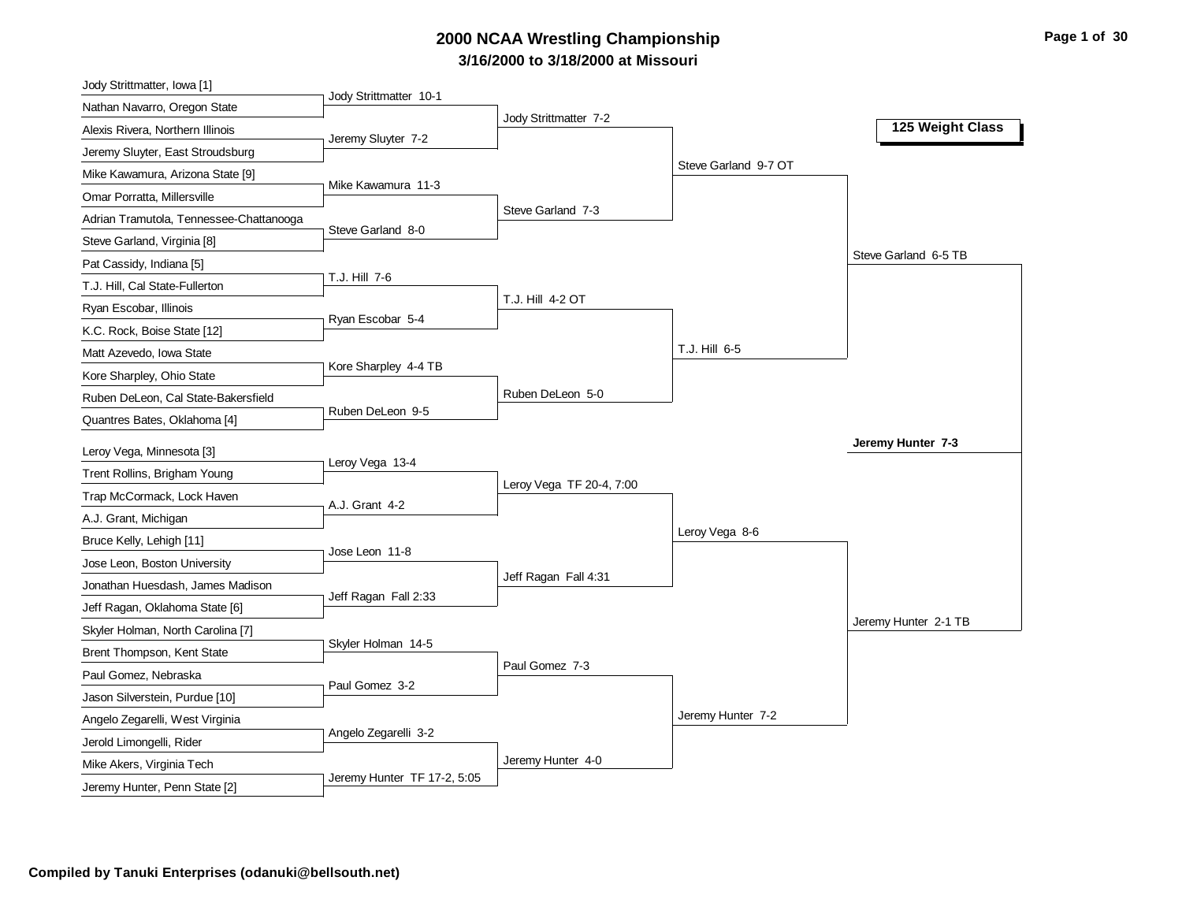# 2000 NCAA Wrestling Championship

## 3/16/2000 to 3/18/2000 at Missouri

### 125 Weight Class

**First Round**

- Jody Strittmatter, Iowa [1] vs. Nathan Navarro, Oregon State — Jody Strittmatter 10-1
- Alexis Rivera, Northern Illinois vs. Jeremy Sluyter, East Stroudsburg — Jeremy Sluyter 7-2
- Mike Kawamura, Arizona State [9] vs. Omar Porratta, Millersville — Mike Kawamura 11-3
- Adrian Tramutola, Tennessee-Chattanooga vs. Steve Garland, Virginia [8] — Steve Garland 8-0
- Pat Cassidy, Indiana [5] vs. T.J. Hill, Cal State-Fullerton — T.J. Hill 7-6
- Ryan Escobar, Illinois vs. K.C. Rock, Boise State [12] — Ryan Escobar 5-4
- Matt Azevedo, Iowa State vs. Kore Sharpley, Ohio State — Kore Sharpley 4-4 TB
- Ruben DeLeon, Cal State-Bakersfield vs. Quantres Bates, Oklahoma [4] — Ruben DeLeon 9-5
- Leroy Vega, Minnesota [3] vs. Trent Rollins, Brigham Young — Leroy Vega 13-4
- Trap McCormack, Lock Haven vs. A.J. Grant, Michigan — A.J. Grant 4-2
- Bruce Kelly, Lehigh [11] vs. Jose Leon, Boston University — Jose Leon 11-8
- Jonathan Huesdash, James Madison vs. Jeff Ragan, Oklahoma State [6] — Jeff Ragan Fall 2:33
- Skyler Holman, North Carolina [7] vs. Brent Thompson, Kent State — Skyler Holman 14-5
- Paul Gomez, Nebraska vs. Jason Silverstein, Purdue [10] — Paul Gomez 3-2
- Angelo Zegarelli, West Virginia vs. Jerold Limongelli, Rider — Angelo Zegarelli 3-2
- Mike Akers, Virginia Tech vs. Jeremy Hunter, Penn State [2] — Jeremy Hunter TF 17-2, 5:05

**Second Round**

- Jody Strittmatter 7-2
- Steve Garland 7-3
- T.J. Hill 4-2 OT
- Ruben DeLeon 5-0
- Leroy Vega TF 20-4, 7:00
- Jeff Ragan Fall 4:31
- Paul Gomez 7-3
- Jeremy Hunter 4-0

**Quarterfinals**

- Steve Garland 9-7 OT
- T.J. Hill 6-5
- Leroy Vega 8-6
- Jeremy Hunter 7-2

**Semifinals**

- Steve Garland 6-5 TB
- Jeremy Hunter 2-1 TB

**Final**

- **Jeremy Hunter 7-3**

**Compiled by Tanuki Enterprises (odanuki@bellsouth.net)**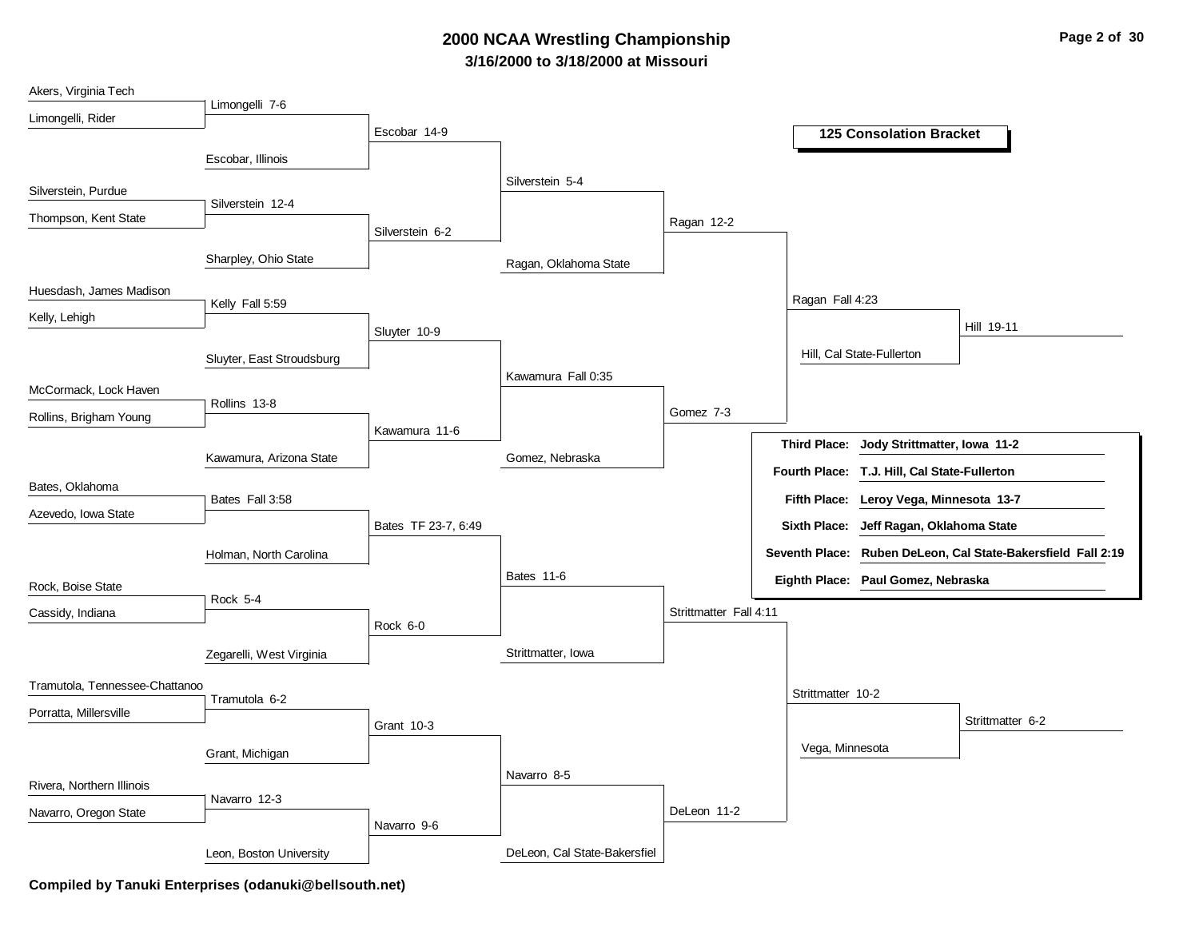# 2000 NCAA Wrestling Championship

## 3/16/2000 to 3/18/2000 at Missouri

### 125 Consolation Bracket

**Round 1**

- Akers, Virginia Tech vs. Limongelli, Rider — Limongelli 7-6
- Silverstein, Purdue vs. Thompson, Kent State — Silverstein 12-4
- Huesdash, James Madison vs. Kelly, Lehigh — Kelly Fall 5:59
- McCormack, Lock Haven vs. Rollins, Brigham Young — Rollins 13-8
- Bates, Oklahoma vs. Azevedo, Iowa State — Bates Fall 3:58
- Rock, Boise State vs. Cassidy, Indiana — Rock 5-4
- Tramutola, Tennessee-Chattanoo vs. Porratta, Millersville — Tramutola 6-2
- Rivera, Northern Illinois vs. Navarro, Oregon State — Navarro 12-3

**Round 2**

- Limongelli vs. Escobar, Illinois — Escobar 14-9
- Silverstein vs. Sharpley, Ohio State — Silverstein 6-2
- Kelly vs. Sluyter, East Stroudsburg — Sluyter 10-9
- Rollins vs. Kawamura, Arizona State — Kawamura 11-6
- Bates vs. Holman, North Carolina — Bates TF 23-7, 6:49
- Rock vs. Zegarelli, West Virginia — Rock 6-0
- Tramutola vs. Grant, Michigan — Grant 10-3
- Navarro vs. Leon, Boston University — Navarro 9-6

**Round 3**

- Escobar vs. Silverstein — Silverstein 5-4
- Sluyter vs. Kawamura — Kawamura Fall 0:35
- Bates vs. Rock — Bates 11-6
- Grant vs. Navarro — Navarro 8-5

**Round 4**

- Silverstein vs. Ragan, Oklahoma State — Ragan 12-2
- Kawamura vs. Gomez, Nebraska — Gomez 7-3
- Bates vs. Strittmatter, Iowa — Strittmatter Fall 4:11
- Navarro vs. DeLeon, Cal State-Bakersfiel — DeLeon 11-2

**Round 5**

- Ragan vs. Gomez — Ragan Fall 4:23
- Strittmatter vs. DeLeon — Strittmatter 10-2

**Round 6**

- Ragan vs. Hill, Cal State-Fullerton — Hill 19-11
- Strittmatter vs. Vega, Minnesota — Strittmatter 6-2

| Place | Wrestler |
|---|---|
| **Third Place:** | **Jody Strittmatter, Iowa 11-2** |
| **Fourth Place:** | **T.J. Hill, Cal State-Fullerton** |
| **Fifth Place:** | **Leroy Vega, Minnesota 13-7** |
| **Sixth Place:** | **Jeff Ragan, Oklahoma State** |
| **Seventh Place:** | **Ruben DeLeon, Cal State-Bakersfield Fall 2:19** |
| **Eighth Place:** | **Paul Gomez, Nebraska** |

**Compiled by Tanuki Enterprises (odanuki@bellsouth.net)**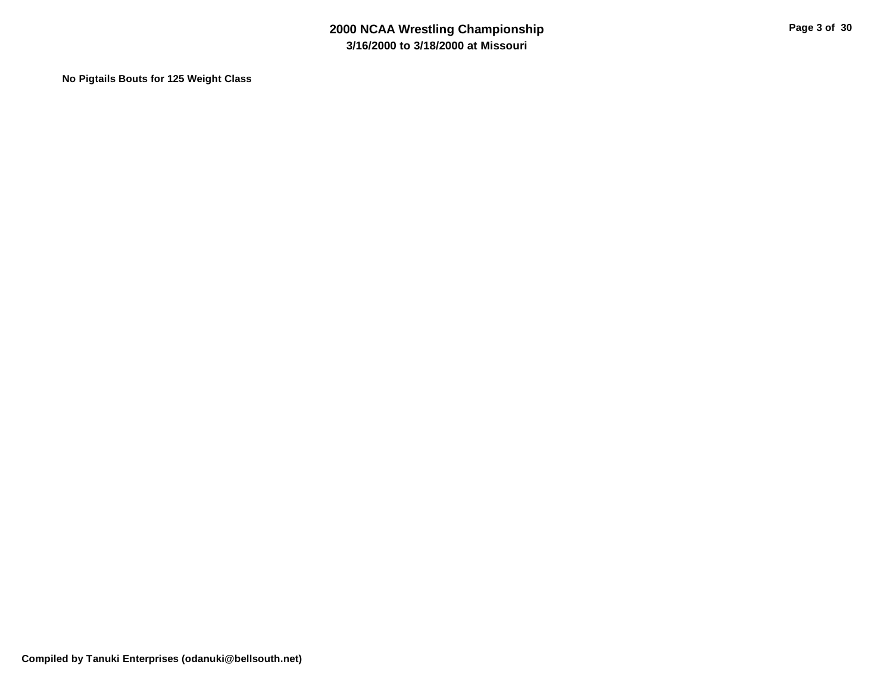**No Pigtails Bouts for 125 Weight Class**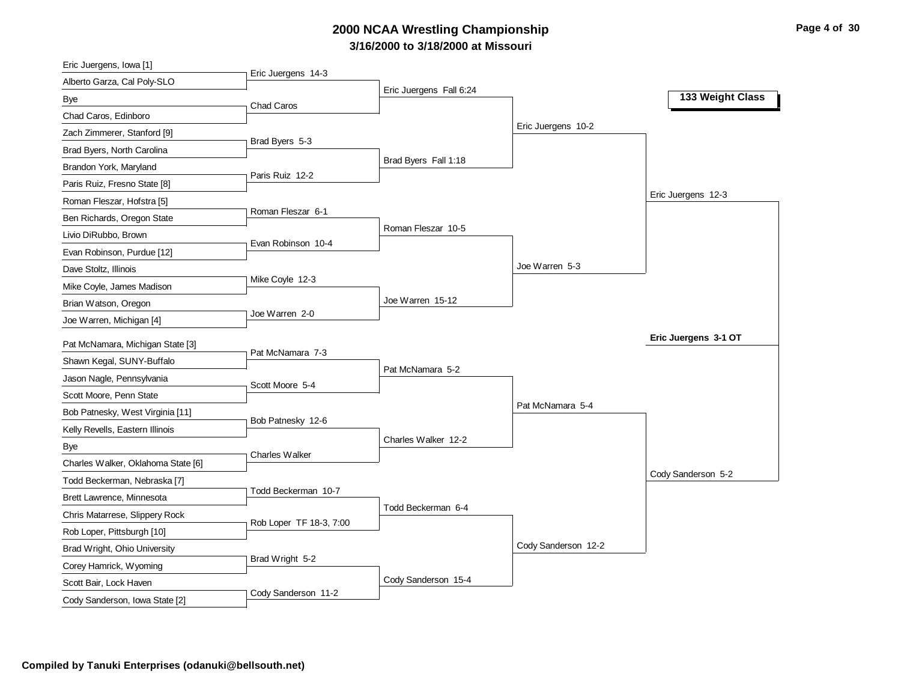# 2000 NCAA Wrestling Championship

**3/16/2000 to 3/18/2000 at Missouri**

**133 Weight Class**

## First Round

- Eric Juergens, Iowa [1] vs. Alberto Garza, Cal Poly-SLO — Eric Juergens 14-3
- Bye vs. Chad Caros, Edinboro — Chad Caros
- Zach Zimmerer, Stanford [9] vs. Brad Byers, North Carolina — Brad Byers 5-3
- Brandon York, Maryland vs. Paris Ruiz, Fresno State [8] — Paris Ruiz 12-2
- Roman Fleszar, Hofstra [5] vs. Ben Richards, Oregon State — Roman Fleszar 6-1
- Livio DiRubbo, Brown vs. Evan Robinson, Purdue [12] — Evan Robinson 10-4
- Dave Stoltz, Illinois vs. Mike Coyle, James Madison — Mike Coyle 12-3
- Brian Watson, Oregon vs. Joe Warren, Michigan [4] — Joe Warren 2-0
- Pat McNamara, Michigan State [3] vs. Shawn Kegal, SUNY-Buffalo — Pat McNamara 7-3
- Jason Nagle, Pennsylvania vs. Scott Moore, Penn State — Scott Moore 5-4
- Bob Patnesky, West Virginia [11] vs. Kelly Revells, Eastern Illinois — Bob Patnesky 12-6
- Bye vs. Charles Walker, Oklahoma State [6] — Charles Walker
- Todd Beckerman, Nebraska [7] vs. Brett Lawrence, Minnesota — Todd Beckerman 10-7
- Chris Matarrese, Slippery Rock vs. Rob Loper, Pittsburgh [10] — Rob Loper TF 18-3, 7:00
- Brad Wright, Ohio University vs. Corey Hamrick, Wyoming — Brad Wright 5-2
- Scott Bair, Lock Haven vs. Cody Sanderson, Iowa State [2] — Cody Sanderson 11-2

## Second Round

- Eric Juergens Fall 6:24
- Brad Byers Fall 1:18
- Roman Fleszar 10-5
- Joe Warren 15-12
- Pat McNamara 5-2
- Charles Walker 12-2
- Todd Beckerman 6-4
- Cody Sanderson 15-4

## Quarterfinals

- Eric Juergens 10-2
- Joe Warren 5-3
- Pat McNamara 5-4
- Cody Sanderson 12-2

## Semifinals

- Eric Juergens 12-3
- Cody Sanderson 5-2

## Final

**Eric Juergens 3-1 OT**

**Compiled by Tanuki Enterprises (odanuki@bellsouth.net)**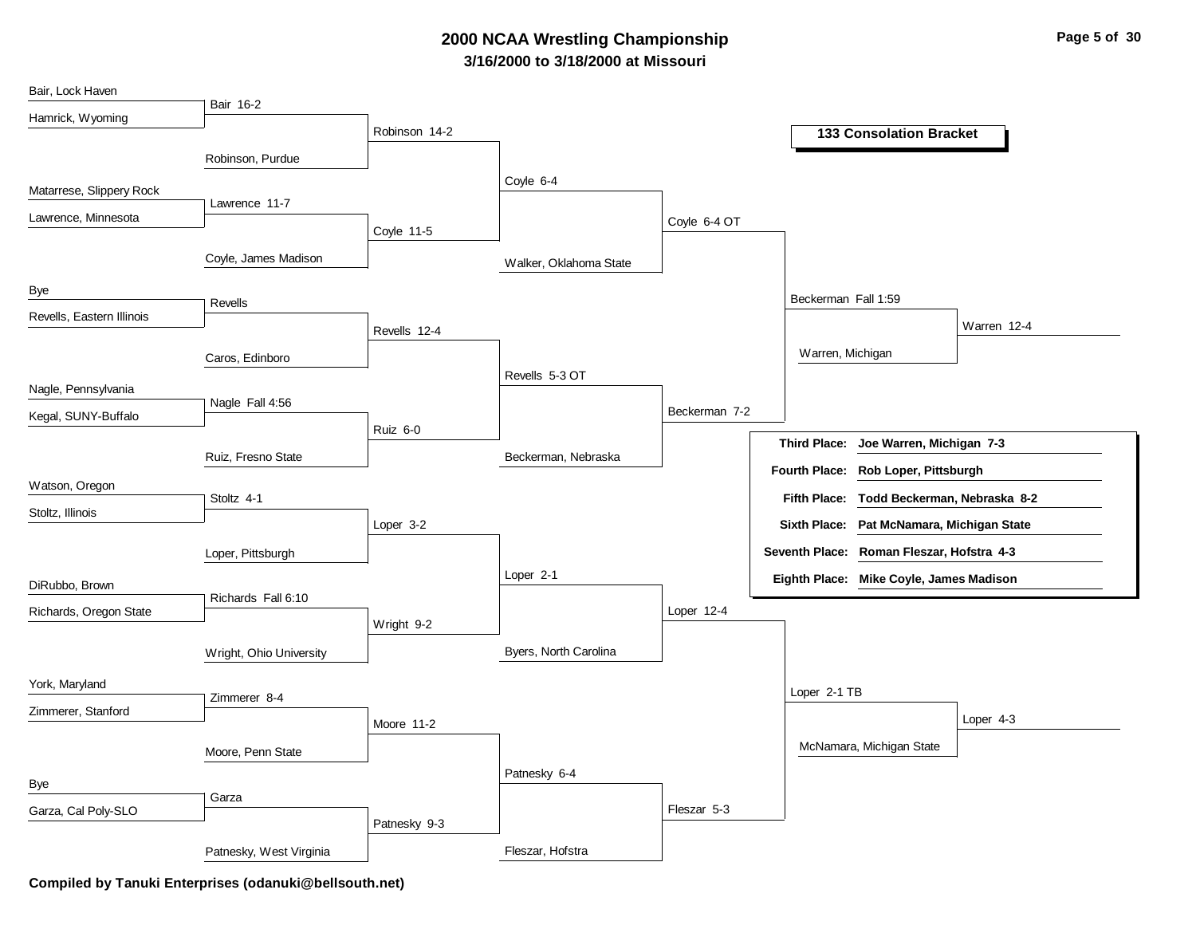# 2000 NCAA Wrestling Championship

## 3/16/2000 to 3/18/2000 at Missouri

### 133 Consolation Bracket

**Round 1**

| Wrestler 1 | Wrestler 2 | Result |
| --- | --- | --- |
| Bair, Lock Haven | Hamrick, Wyoming | Bair 16-2 |
| Matarrese, Slippery Rock | Lawrence, Minnesota | Lawrence 11-7 |
| Bye | Revells, Eastern Illinois | Revells |
| Nagle, Pennsylvania | Kegal, SUNY-Buffalo | Nagle Fall 4:56 |
| Watson, Oregon | Stoltz, Illinois | Stoltz 4-1 |
| DiRubbo, Brown | Richards, Oregon State | Richards Fall 6:10 |
| York, Maryland | Zimmerer, Stanford | Zimmerer 8-4 |
| Bye | Garza, Cal Poly-SLO | Garza |

**Round 2**

| Wrestler 1 | Wrestler 2 | Result |
| --- | --- | --- |
| Bair | Robinson, Purdue | Robinson 14-2 |
| Lawrence | Coyle, James Madison | Coyle 11-5 |
| Revells | Caros, Edinboro | Revells 12-4 |
| Nagle | Ruiz, Fresno State | Ruiz 6-0 |
| Stoltz | Loper, Pittsburgh | Loper 3-2 |
| Richards | Wright, Ohio University | Wright 9-2 |
| Zimmerer | Moore, Penn State | Moore 11-2 |
| Garza | Patnesky, West Virginia | Patnesky 9-3 |

**Round 3**

| Wrestler 1 | Wrestler 2 | Result |
| --- | --- | --- |
| Robinson | Coyle | Coyle 6-4 |
| Revells | Ruiz | Revells 5-3 OT |
| Loper | Wright | Loper 2-1 |
| Moore | Patnesky | Patnesky 6-4 |

**Round 4**

| Wrestler 1 | Wrestler 2 | Result |
| --- | --- | --- |
| Coyle | Walker, Oklahoma State | Coyle 6-4 OT |
| Revells | Beckerman, Nebraska | Beckerman 7-2 |
| Loper | Byers, North Carolina | Loper 12-4 |
| Patnesky | Fleszar, Hofstra | Fleszar 5-3 |

**Quarterfinals**

| Wrestler 1 | Wrestler 2 | Result |
| --- | --- | --- |
| Coyle | Beckerman | Beckerman Fall 1:59 |
| Loper | Fleszar | Loper 2-1 TB |

**Semifinals**

| Wrestler 1 | Wrestler 2 | Result |
| --- | --- | --- |
| Beckerman | Warren, Michigan | Warren 12-4 |
| Loper | McNamara, Michigan State | Loper 4-3 |

**Placings**

| Place | Result |
| --- | --- |
| **Third Place:** | **Joe Warren, Michigan 7-3** |
| **Fourth Place:** | **Rob Loper, Pittsburgh** |
| **Fifth Place:** | **Todd Beckerman, Nebraska 8-2** |
| **Sixth Place:** | **Pat McNamara, Michigan State** |
| **Seventh Place:** | **Roman Fleszar, Hofstra 4-3** |
| **Eighth Place:** | **Mike Coyle, James Madison** |

**Compiled by Tanuki Enterprises (odanuki@bellsouth.net)**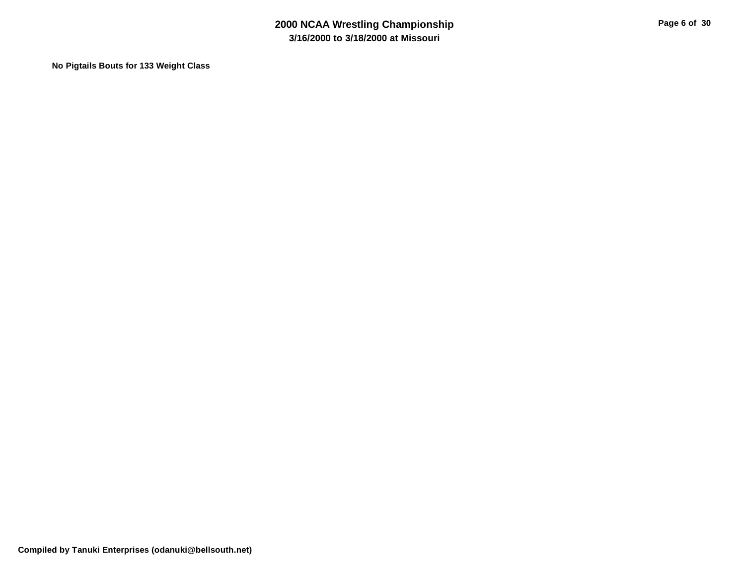**No Pigtails Bouts for 133 Weight Class**

**Compiled by Tanuki Enterprises (odanuki@bellsouth.net)**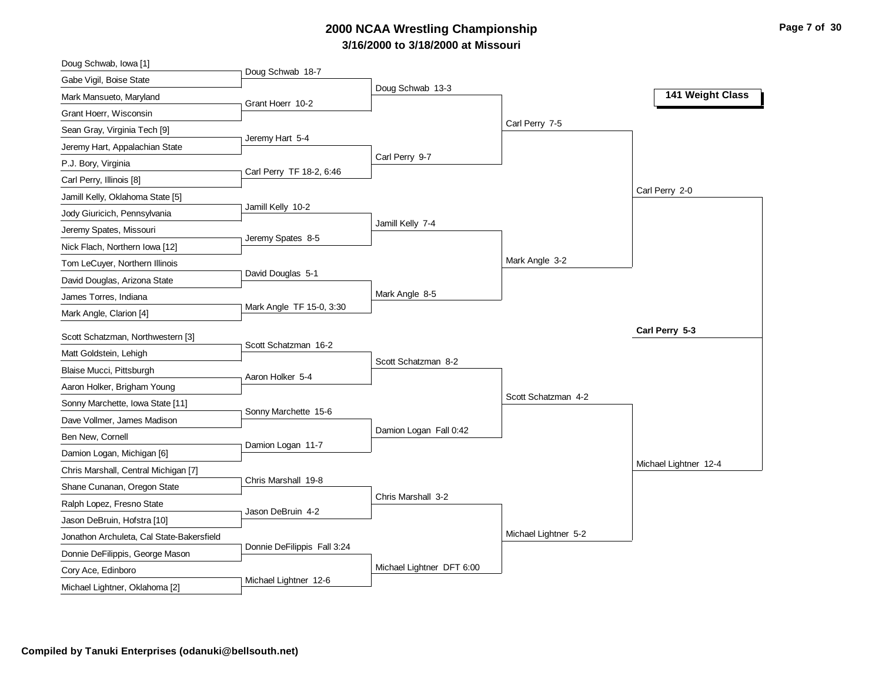# 2000 NCAA Wrestling Championship

## 3/16/2000 to 3/18/2000 at Missouri

### 141 Weight Class

**First Round**

- Doug Schwab, Iowa [1] vs. Gabe Vigil, Boise State — Doug Schwab 18-7
- Mark Mansueto, Maryland vs. Grant Hoerr, Wisconsin — Grant Hoerr 10-2
- Sean Gray, Virginia Tech [9] vs. Jeremy Hart, Appalachian State — Jeremy Hart 5-4
- P.J. Bory, Virginia vs. Carl Perry, Illinois [8] — Carl Perry TF 18-2, 6:46
- Jamill Kelly, Oklahoma State [5] vs. Jody Giuricich, Pennsylvania — Jamill Kelly 10-2
- Jeremy Spates, Missouri vs. Nick Flach, Northern Iowa [12] — Jeremy Spates 8-5
- Tom LeCuyer, Northern Illinois vs. David Douglas, Arizona State — David Douglas 5-1
- James Torres, Indiana vs. Mark Angle, Clarion [4] — Mark Angle TF 15-0, 3:30
- Scott Schatzman, Northwestern [3] vs. Matt Goldstein, Lehigh — Scott Schatzman 16-2
- Blaise Mucci, Pittsburgh vs. Aaron Holker, Brigham Young — Aaron Holker 5-4
- Sonny Marchette, Iowa State [11] vs. Dave Vollmer, James Madison — Sonny Marchette 15-6
- Ben New, Cornell vs. Damion Logan, Michigan [6] — Damion Logan 11-7
- Chris Marshall, Central Michigan [7] vs. Shane Cunanan, Oregon State — Chris Marshall 19-8
- Ralph Lopez, Fresno State vs. Jason DeBruin, Hofstra [10] — Jason DeBruin 4-2
- Jonathon Archuleta, Cal State-Bakersfield vs. Donnie DeFilippis, George Mason — Donnie DeFilippis Fall 3:24
- Cory Ace, Edinboro vs. Michael Lightner, Oklahoma [2] — Michael Lightner 12-6

**Second Round**

- Doug Schwab 13-3
- Carl Perry 9-7
- Jamill Kelly 7-4
- Mark Angle 8-5
- Scott Schatzman 8-2
- Damion Logan Fall 0:42
- Chris Marshall 3-2
- Michael Lightner DFT 6:00

**Quarterfinals**

- Carl Perry 7-5
- Mark Angle 3-2
- Scott Schatzman 4-2
- Michael Lightner 5-2

**Semifinals**

- Carl Perry 2-0
- Michael Lightner 12-4

**Final**

- **Carl Perry 5-3**

**Compiled by Tanuki Enterprises (odanuki@bellsouth.net)**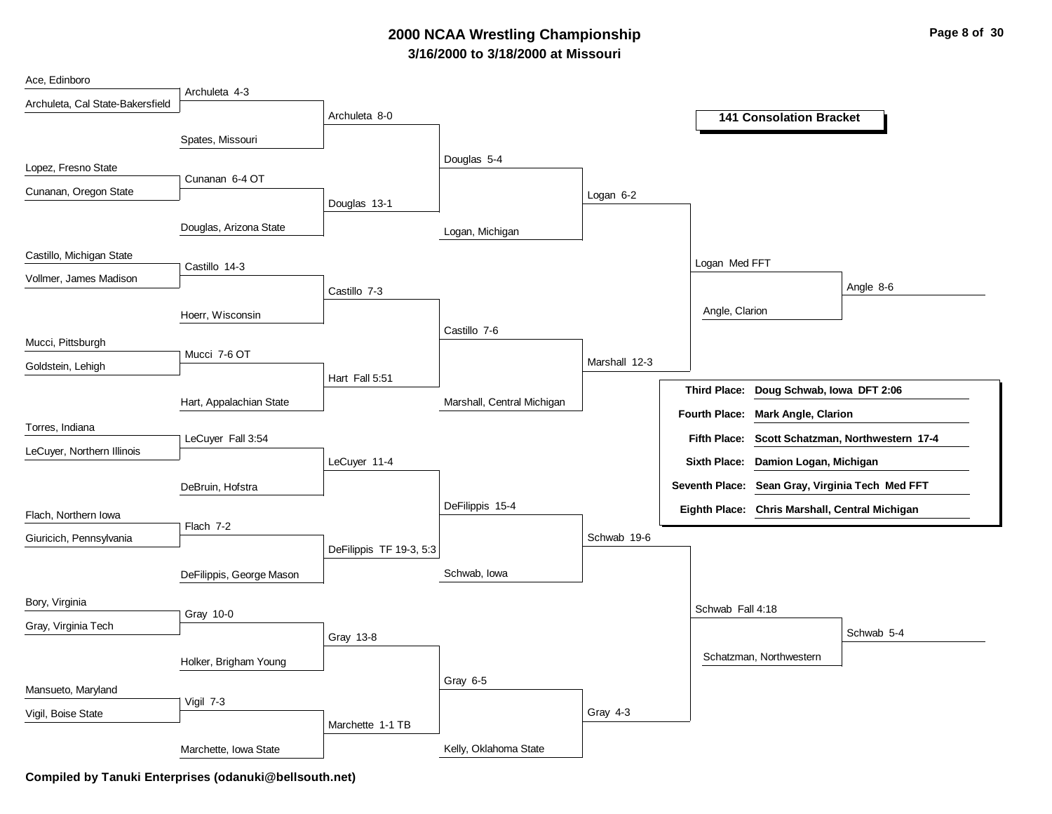# 2000 NCAA Wrestling Championship

## 3/16/2000 to 3/18/2000 at Missouri

### 141 Consolation Bracket

**Round 1**

- Ace, Edinboro vs. Archuleta, Cal State-Bakersfield — Archuleta 4-3
- Lopez, Fresno State vs. Cunanan, Oregon State — Cunanan 6-4 OT
- Castillo, Michigan State vs. Vollmer, James Madison — Castillo 14-3
- Mucci, Pittsburgh vs. Goldstein, Lehigh — Mucci 7-6 OT
- Torres, Indiana vs. LeCuyer, Northern Illinois — LeCuyer Fall 3:54
- Flach, Northern Iowa vs. Giuricich, Pennsylvania — Flach 7-2
- Bory, Virginia vs. Gray, Virginia Tech — Gray 10-0
- Mansueto, Maryland vs. Vigil, Boise State — Vigil 7-3

**Round 2**

- Archuleta vs. Spates, Missouri — Archuleta 8-0
- Cunanan vs. Douglas, Arizona State — Douglas 13-1
- Castillo vs. Hoerr, Wisconsin — Castillo 7-3
- Mucci vs. Hart, Appalachian State — Hart Fall 5:51
- LeCuyer vs. DeBruin, Hofstra — LeCuyer 11-4
- Flach vs. DeFilippis, George Mason — DeFilippis TF 19-3, 5:3
- Gray vs. Holker, Brigham Young — Gray 13-8
- Vigil vs. Marchette, Iowa State — Marchette 1-1 TB

**Round 3**

- Archuleta vs. Douglas — Douglas 5-4
- Castillo vs. Hart — Castillo 7-6
- LeCuyer vs. DeFilippis — DeFilippis 15-4
- Gray vs. Marchette — Gray 6-5

**Round 4**

- Douglas vs. Logan, Michigan — Logan 6-2
- Castillo vs. Marshall, Central Michigan — Marshall 12-3
- DeFilippis vs. Schwab, Iowa — Schwab 19-6
- Gray vs. Kelly, Oklahoma State — Gray 4-3

**Round 5**

- Logan vs. Marshall — Logan Med FFT
- Schwab vs. Gray — Schwab Fall 4:18

**Round 6**

- Logan vs. Angle, Clarion — Angle 8-6
- Schwab vs. Schatzman, Northwestern — Schwab 5-4

| | |
|---|---|
| **Third Place:** | **Doug Schwab, Iowa DFT 2:06** |
| **Fourth Place:** | **Mark Angle, Clarion** |
| **Fifth Place:** | **Scott Schatzman, Northwestern 17-4** |
| **Sixth Place:** | **Damion Logan, Michigan** |
| **Seventh Place:** | **Sean Gray, Virginia Tech Med FFT** |
| **Eighth Place:** | **Chris Marshall, Central Michigan** |

**Compiled by Tanuki Enterprises (odanuki@bellsouth.net)**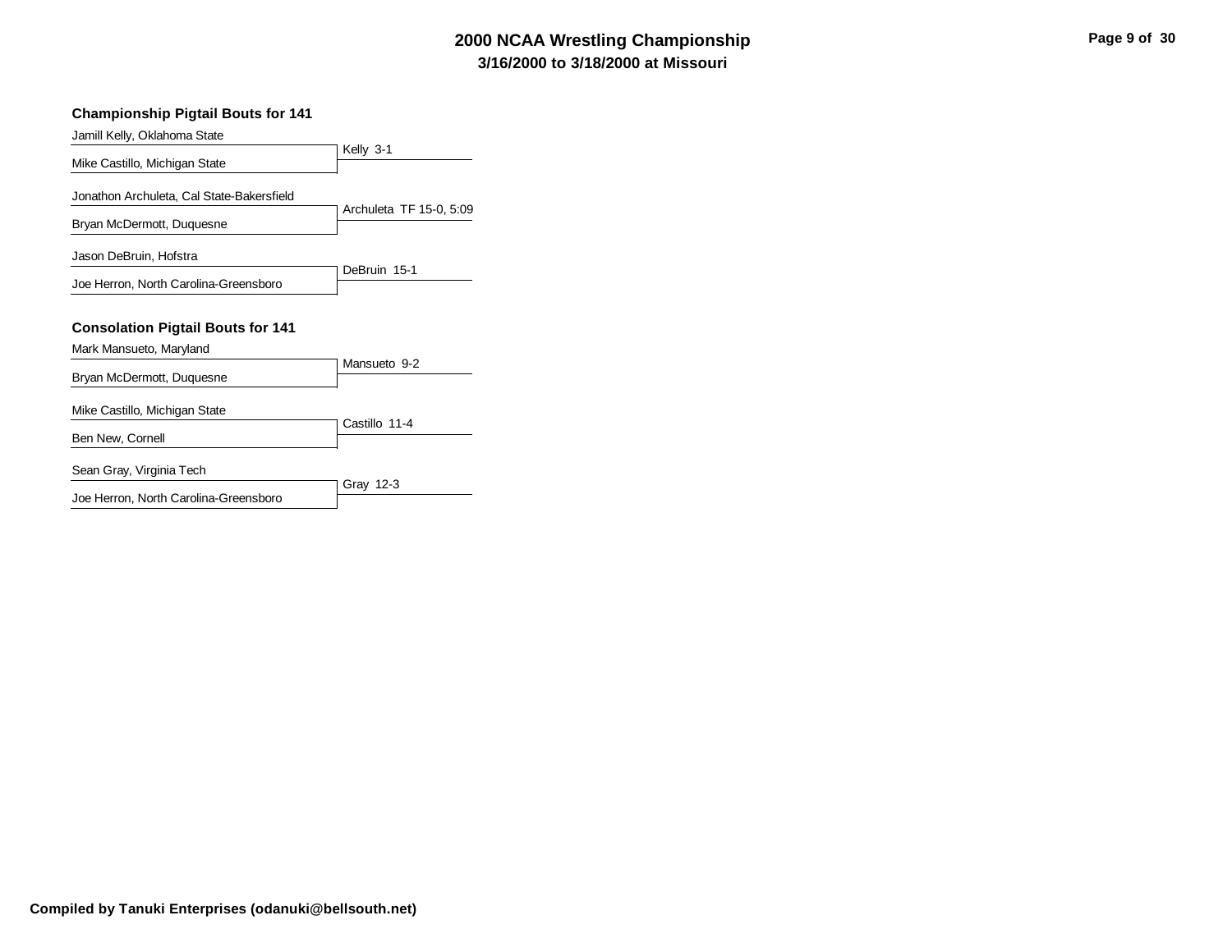## Championship Pigtail Bouts for 141

| Wrestler | Result |
| --- | --- |
| Jamill Kelly, Oklahoma State | Kelly 3-1 |
| Mike Castillo, Michigan State | |
| Jonathon Archuleta, Cal State-Bakersfield | Archuleta TF 15-0, 5:09 |
| Bryan McDermott, Duquesne | |
| Jason DeBruin, Hofstra | DeBruin 15-1 |
| Joe Herron, North Carolina-Greensboro | |

## Consolation Pigtail Bouts for 141

| Wrestler | Result |
| --- | --- |
| Mark Mansueto, Maryland | Mansueto 9-2 |
| Bryan McDermott, Duquesne | |
| Mike Castillo, Michigan State | Castillo 11-4 |
| Ben New, Cornell | |
| Sean Gray, Virginia Tech | Gray 12-3 |
| Joe Herron, North Carolina-Greensboro | |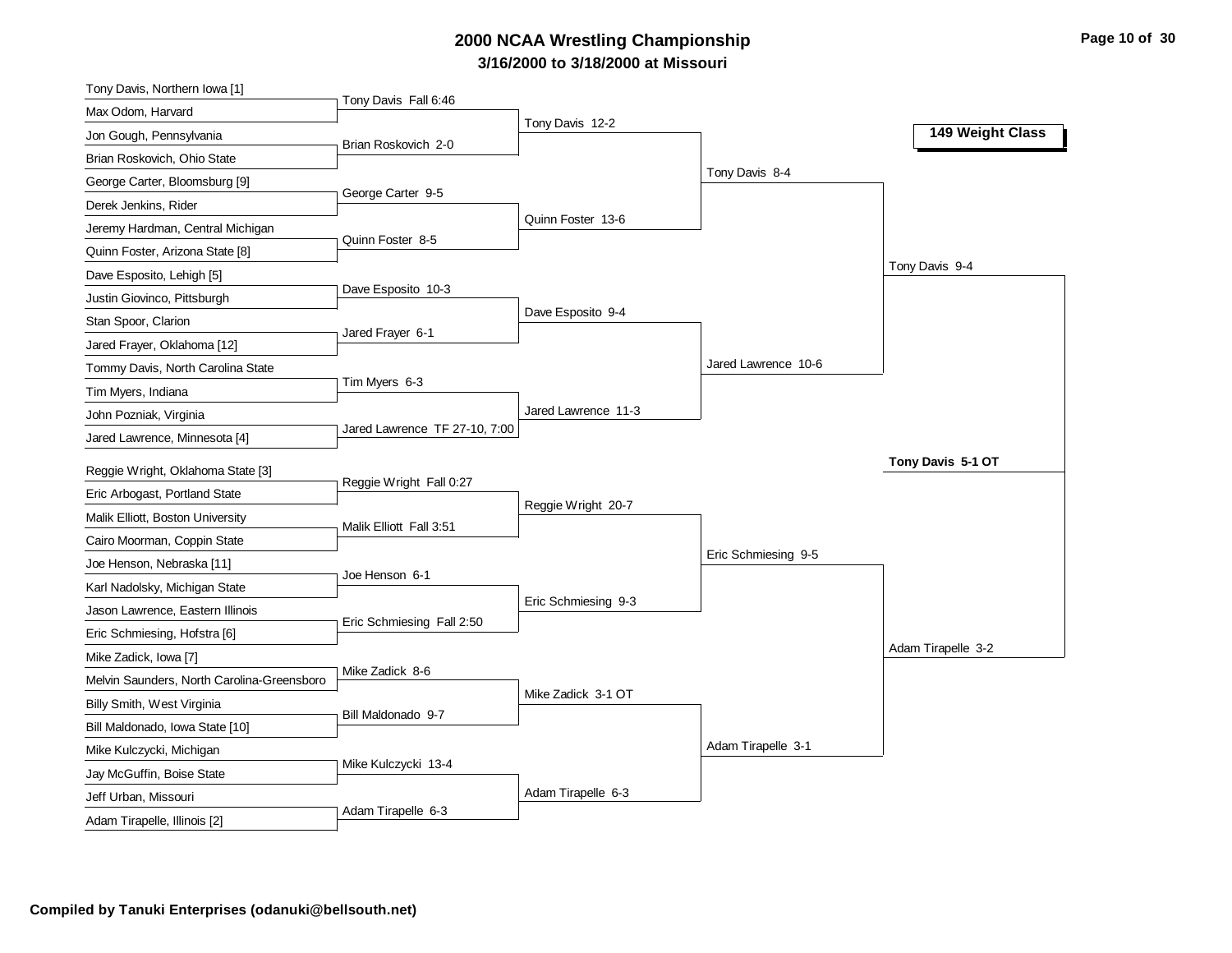# 2000 NCAA Wrestling Championship

**3/16/2000 to 3/18/2000 at Missouri**

## 149 Weight Class

### First Round

- Tony Davis, Northern Iowa [1] vs. Max Odom, Harvard — Tony Davis Fall 6:46
- Jon Gough, Pennsylvania vs. Brian Roskovich, Ohio State — Brian Roskovich 2-0
- George Carter, Bloomsburg [9] vs. Derek Jenkins, Rider — George Carter 9-5
- Jeremy Hardman, Central Michigan vs. Quinn Foster, Arizona State [8] — Quinn Foster 8-5
- Dave Esposito, Lehigh [5] vs. Justin Giovinco, Pittsburgh — Dave Esposito 10-3
- Stan Spoor, Clarion vs. Jared Frayer, Oklahoma [12] — Jared Frayer 6-1
- Tommy Davis, North Carolina State vs. Tim Myers, Indiana — Tim Myers 6-3
- John Pozniak, Virginia vs. Jared Lawrence, Minnesota [4] — Jared Lawrence TF 27-10, 7:00
- Reggie Wright, Oklahoma State [3] vs. Eric Arbogast, Portland State — Reggie Wright Fall 0:27
- Malik Elliott, Boston University vs. Cairo Moorman, Coppin State — Malik Elliott Fall 3:51
- Joe Henson, Nebraska [11] vs. Karl Nadolsky, Michigan State — Joe Henson 6-1
- Jason Lawrence, Eastern Illinois vs. Eric Schmiesing, Hofstra [6] — Eric Schmiesing Fall 2:50
- Mike Zadick, Iowa [7] vs. Melvin Saunders, North Carolina-Greensboro — Mike Zadick 8-6
- Billy Smith, West Virginia vs. Bill Maldonado, Iowa State [10] — Bill Maldonado 9-7
- Mike Kulczycki, Michigan vs. Jay McGuffin, Boise State — Mike Kulczycki 13-4
- Jeff Urban, Missouri vs. Adam Tirapelle, Illinois [2] — Adam Tirapelle 6-3

### Second Round

- Tony Davis 12-2
- Quinn Foster 13-6
- Dave Esposito 9-4
- Jared Lawrence 11-3
- Reggie Wright 20-7
- Eric Schmiesing 9-3
- Mike Zadick 3-1 OT
- Adam Tirapelle 6-3

### Quarterfinals

- Tony Davis 8-4
- Jared Lawrence 10-6
- Eric Schmiesing 9-5
- Adam Tirapelle 3-1

### Semifinals

- Tony Davis 9-4
- Adam Tirapelle 3-2

### Final

**Tony Davis 5-1 OT**

**Compiled by Tanuki Enterprises (odanuki@bellsouth.net)**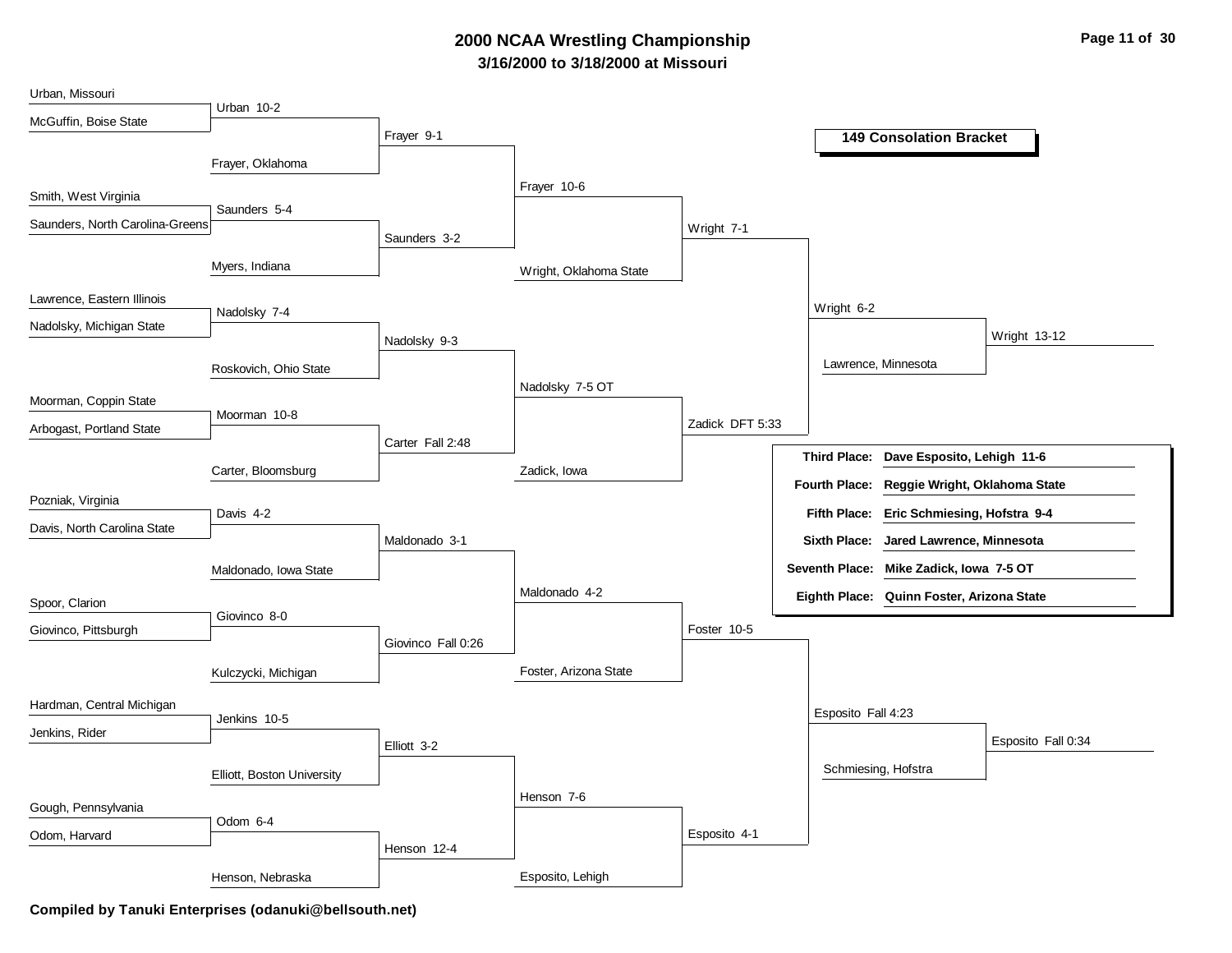# 2000 NCAA Wrestling Championship

## 3/16/2000 to 3/18/2000 at Missouri

### 149 Consolation Bracket

**Round 1**

- Urban, Missouri vs McGuffin, Boise State — Urban 10-2
- Smith, West Virginia vs Saunders, North Carolina-Greens — Saunders 5-4
- Lawrence, Eastern Illinois vs Nadolsky, Michigan State — Nadolsky 7-4
- Moorman, Coppin State vs Arbogast, Portland State — Moorman 10-8
- Pozniak, Virginia vs Davis, North Carolina State — Davis 4-2
- Spoor, Clarion vs Giovinco, Pittsburgh — Giovinco 8-0
- Hardman, Central Michigan vs Jenkins, Rider — Jenkins 10-5
- Gough, Pennsylvania vs Odom, Harvard — Odom 6-4

**Round 2**

- Urban vs Frayer, Oklahoma — Frayer 9-1
- Saunders vs Myers, Indiana — Saunders 3-2
- Nadolsky vs Roskovich, Ohio State — Nadolsky 9-3
- Moorman vs Carter, Bloomsburg — Carter Fall 2:48
- Davis vs Maldonado, Iowa State — Maldonado 3-1
- Giovinco vs Kulczycki, Michigan — Giovinco Fall 0:26
- Jenkins vs Elliott, Boston University — Elliott 3-2
- Odom vs Henson, Nebraska — Henson 12-4

**Round 3**

- Frayer vs Saunders — Frayer 10-6
- Nadolsky vs Carter — Nadolsky 7-5 OT
- Maldonado vs Giovinco — Maldonado 4-2
- Elliott vs Henson — Henson 7-6

**Round 4**

- Frayer vs Wright, Oklahoma State — Wright 7-1
- Nadolsky vs Zadick, Iowa — Zadick DFT 5:33
- Maldonado vs Foster, Arizona State — Foster 10-5
- Henson vs Esposito, Lehigh — Esposito 4-1

**Round 5**

- Wright vs Zadick — Wright 6-2
- Foster vs Esposito — Esposito Fall 4:23

**Round 6**

- Wright vs Lawrence, Minnesota — Wright 13-12
- Esposito vs Schmiesing, Hofstra — Esposito Fall 0:34

| Place | Wrestler |
|---|---|
| Third Place: | Dave Esposito, Lehigh 11-6 |
| Fourth Place: | Reggie Wright, Oklahoma State |
| Fifth Place: | Eric Schmiesing, Hofstra 9-4 |
| Sixth Place: | Jared Lawrence, Minnesota |
| Seventh Place: | Mike Zadick, Iowa 7-5 OT |
| Eighth Place: | Quinn Foster, Arizona State |

**Compiled by Tanuki Enterprises (odanuki@bellsouth.net)**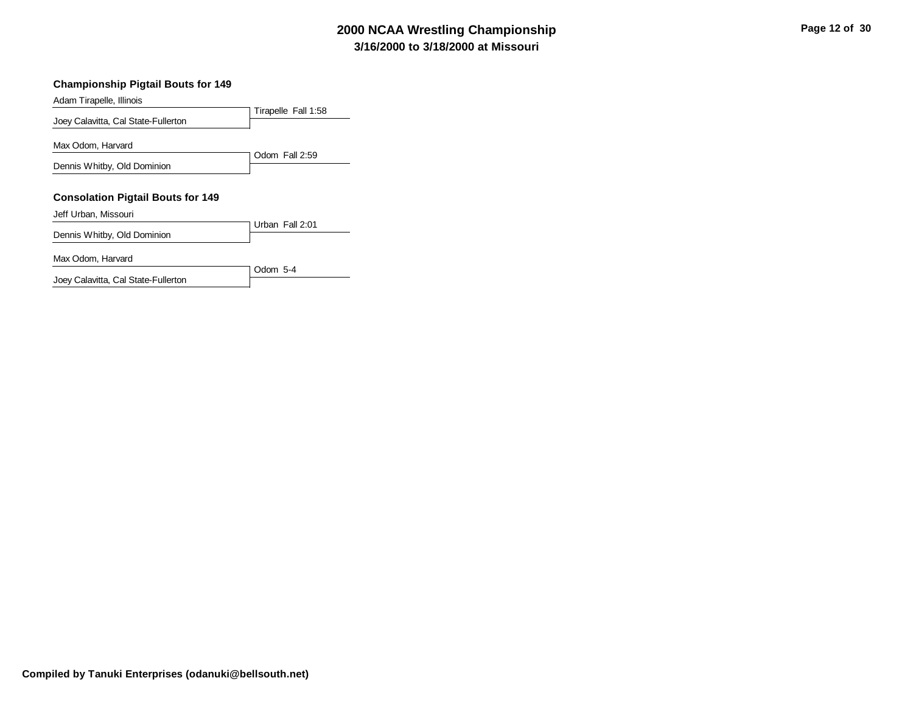## Championship Pigtail Bouts for 149

| Wrestler | Result |
| --- | --- |
| Adam Tirapelle, Illinois | Tirapelle Fall 1:58 |
| Joey Calavitta, Cal State-Fullerton | |

| Wrestler | Result |
| --- | --- |
| Max Odom, Harvard | Odom Fall 2:59 |
| Dennis Whitby, Old Dominion | |

## Consolation Pigtail Bouts for 149

| Wrestler | Result |
| --- | --- |
| Jeff Urban, Missouri | Urban Fall 2:01 |
| Dennis Whitby, Old Dominion | |

| Wrestler | Result |
| --- | --- |
| Max Odom, Harvard | Odom 5-4 |
| Joey Calavitta, Cal State-Fullerton | |

**Compiled by Tanuki Enterprises (odanuki@bellsouth.net)**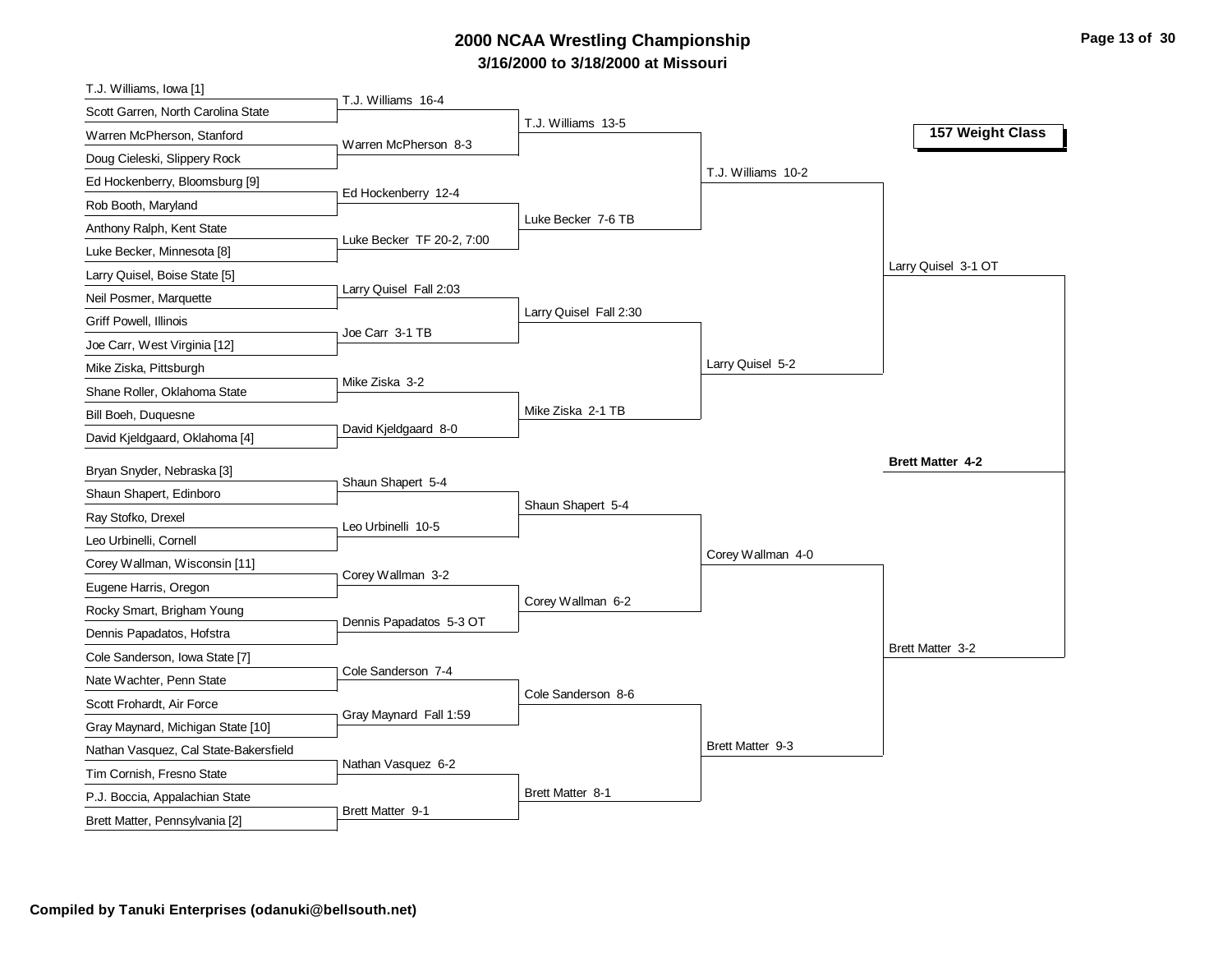# 2000 NCAA Wrestling Championship

## 3/16/2000 to 3/18/2000 at Missouri

### 157 Weight Class

**First Round**

- T.J. Williams, Iowa [1] vs Scott Garren, North Carolina State — T.J. Williams 16-4
- Warren McPherson, Stanford vs Doug Cieleski, Slippery Rock — Warren McPherson 8-3
- Ed Hockenberry, Bloomsburg [9] vs Rob Booth, Maryland — Ed Hockenberry 12-4
- Anthony Ralph, Kent State vs Luke Becker, Minnesota [8] — Luke Becker TF 20-2, 7:00
- Larry Quisel, Boise State [5] vs Neil Posmer, Marquette — Larry Quisel Fall 2:03
- Griff Powell, Illinois vs Joe Carr, West Virginia [12] — Joe Carr 3-1 TB
- Mike Ziska, Pittsburgh vs Shane Roller, Oklahoma State — Mike Ziska 3-2
- Bill Boeh, Duquesne vs David Kjeldgaard, Oklahoma [4] — David Kjeldgaard 8-0
- Bryan Snyder, Nebraska [3] vs Shaun Shapert, Edinboro — Shaun Shapert 5-4
- Ray Stofko, Drexel vs Leo Urbinelli, Cornell — Leo Urbinelli 10-5
- Corey Wallman, Wisconsin [11] vs Eugene Harris, Oregon — Corey Wallman 3-2
- Rocky Smart, Brigham Young vs Dennis Papadatos, Hofstra — Dennis Papadatos 5-3 OT
- Cole Sanderson, Iowa State [7] vs Nate Wachter, Penn State — Cole Sanderson 7-4
- Scott Frohardt, Air Force vs Gray Maynard, Michigan State [10] — Gray Maynard Fall 1:59
- Nathan Vasquez, Cal State-Bakersfield vs Tim Cornish, Fresno State — Nathan Vasquez 6-2
- P.J. Boccia, Appalachian State vs Brett Matter, Pennsylvania [2] — Brett Matter 9-1

**Second Round**

- T.J. Williams 13-5
- Luke Becker 7-6 TB
- Larry Quisel Fall 2:30
- Mike Ziska 2-1 TB
- Shaun Shapert 5-4
- Corey Wallman 6-2
- Cole Sanderson 8-6
- Brett Matter 8-1

**Quarterfinals**

- T.J. Williams 10-2
- Larry Quisel 5-2
- Corey Wallman 4-0
- Brett Matter 9-3

**Semifinals**

- Larry Quisel 3-1 OT
- Brett Matter 3-2

**Final**

- **Brett Matter 4-2**

**Compiled by Tanuki Enterprises (odanuki@bellsouth.net)**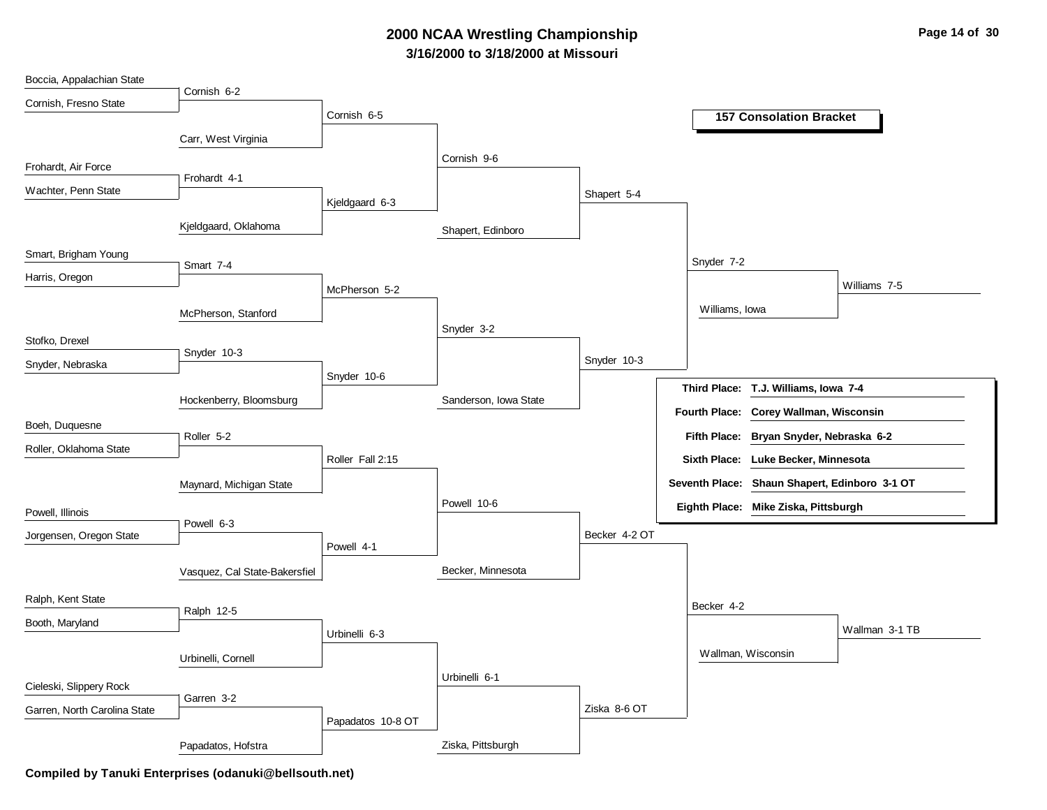# 2000 NCAA Wrestling Championship

## 3/16/2000 to 3/18/2000 at Missouri

### 157 Consolation Bracket

**Round 1**

- Boccia, Appalachian State vs. Cornish, Fresno State — Cornish 6-2
- Frohardt, Air Force vs. Wachter, Penn State — Frohardt 4-1
- Smart, Brigham Young vs. Harris, Oregon — Smart 7-4
- Stofko, Drexel vs. Snyder, Nebraska — Snyder 10-3
- Boeh, Duquesne vs. Roller, Oklahoma State — Roller 5-2
- Powell, Illinois vs. Jorgensen, Oregon State — Powell 6-3
- Ralph, Kent State vs. Booth, Maryland — Ralph 12-5
- Cieleski, Slippery Rock vs. Garren, North Carolina State — Garren 3-2

**Round 2**

- Cornish vs. Carr, West Virginia — Cornish 6-5
- Frohardt vs. Kjeldgaard, Oklahoma — Kjeldgaard 6-3
- Smart vs. McPherson, Stanford — McPherson 5-2
- Snyder vs. Hockenberry, Bloomsburg — Snyder 10-6
- Roller vs. Maynard, Michigan State — Roller Fall 2:15
- Powell vs. Vasquez, Cal State-Bakersfiel — Powell 4-1
- Ralph vs. Urbinelli, Cornell — Urbinelli 6-3
- Garren vs. Papadatos, Hofstra — Papadatos 10-8 OT

**Round 3**

- Cornish vs. Kjeldgaard — Cornish 9-6
- McPherson vs. Snyder — Snyder 3-2
- Roller vs. Powell — Powell 10-6
- Urbinelli vs. Papadatos — Urbinelli 6-1

**Round 4**

- Cornish vs. Shapert, Edinboro — Shapert 5-4
- Snyder vs. Sanderson, Iowa State — Snyder 10-3
- Powell vs. Becker, Minnesota — Becker 4-2 OT
- Urbinelli vs. Ziska, Pittsburgh — Ziska 8-6 OT

**Round 5**

- Shapert vs. Snyder — Snyder 7-2
- Becker vs. Ziska — Becker 4-2

**Round 6**

- Snyder vs. Williams, Iowa — Williams 7-5
- Becker vs. Wallman, Wisconsin — Wallman 3-1 TB

| Place | Wrestler |
|---|---|
| Third Place: | T.J. Williams, Iowa 7-4 |
| Fourth Place: | Corey Wallman, Wisconsin |
| Fifth Place: | Bryan Snyder, Nebraska 6-2 |
| Sixth Place: | Luke Becker, Minnesota |
| Seventh Place: | Shaun Shapert, Edinboro 3-1 OT |
| Eighth Place: | Mike Ziska, Pittsburgh |

**Compiled by Tanuki Enterprises (odanuki@bellsouth.net)**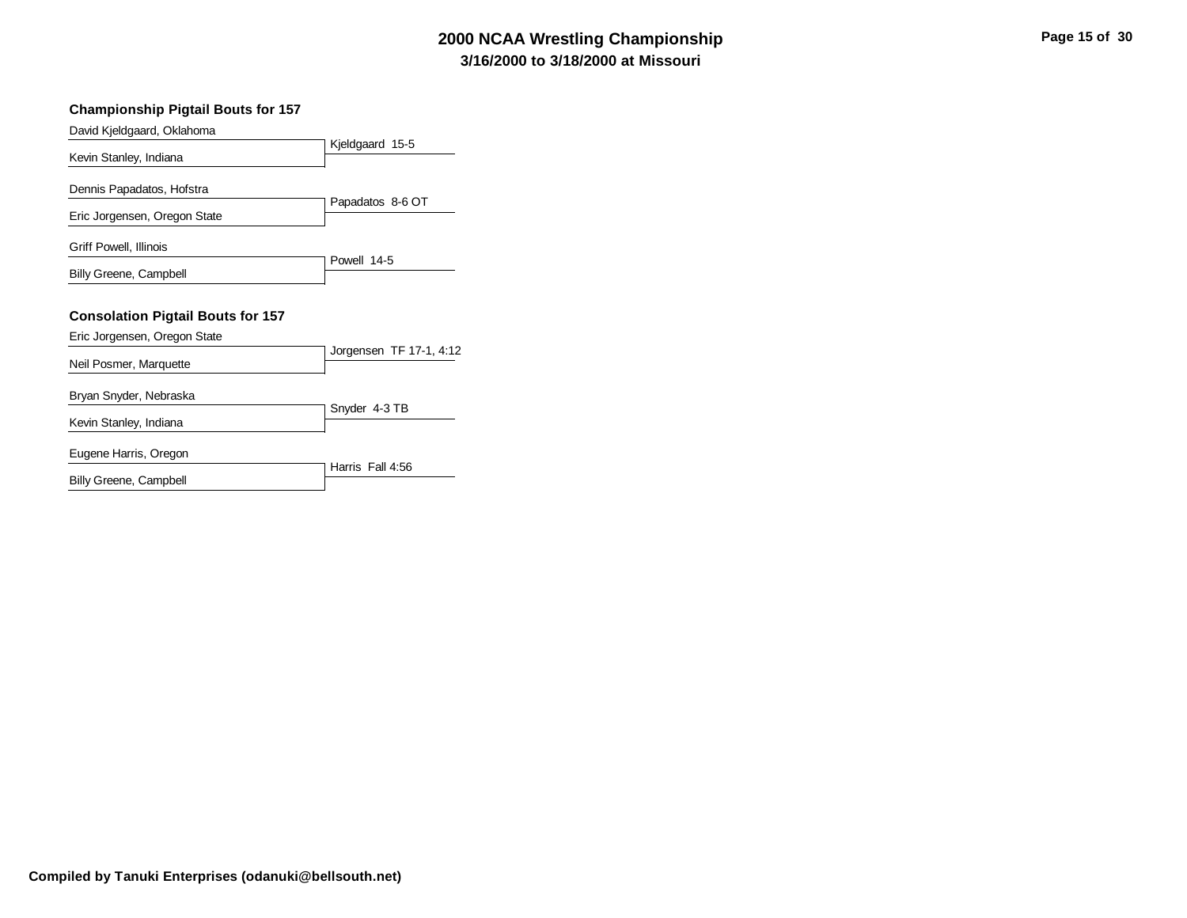# 2000 NCAA Wrestling Championship
## 3/16/2000 to 3/18/2000 at Missouri

### Championship Pigtail Bouts for 157

| Wrestlers | Result |
| --- | --- |
| David Kjeldgaard, Oklahoma vs. Kevin Stanley, Indiana | Kjeldgaard 15-5 |
| Dennis Papadatos, Hofstra vs. Eric Jorgensen, Oregon State | Papadatos 8-6 OT |
| Griff Powell, Illinois vs. Billy Greene, Campbell | Powell 14-5 |

### Consolation Pigtail Bouts for 157

| Wrestlers | Result |
| --- | --- |
| Eric Jorgensen, Oregon State vs. Neil Posmer, Marquette | Jorgensen TF 17-1, 4:12 |
| Bryan Snyder, Nebraska vs. Kevin Stanley, Indiana | Snyder 4-3 TB |
| Eugene Harris, Oregon vs. Billy Greene, Campbell | Harris Fall 4:56 |

**Compiled by Tanuki Enterprises (odanuki@bellsouth.net)**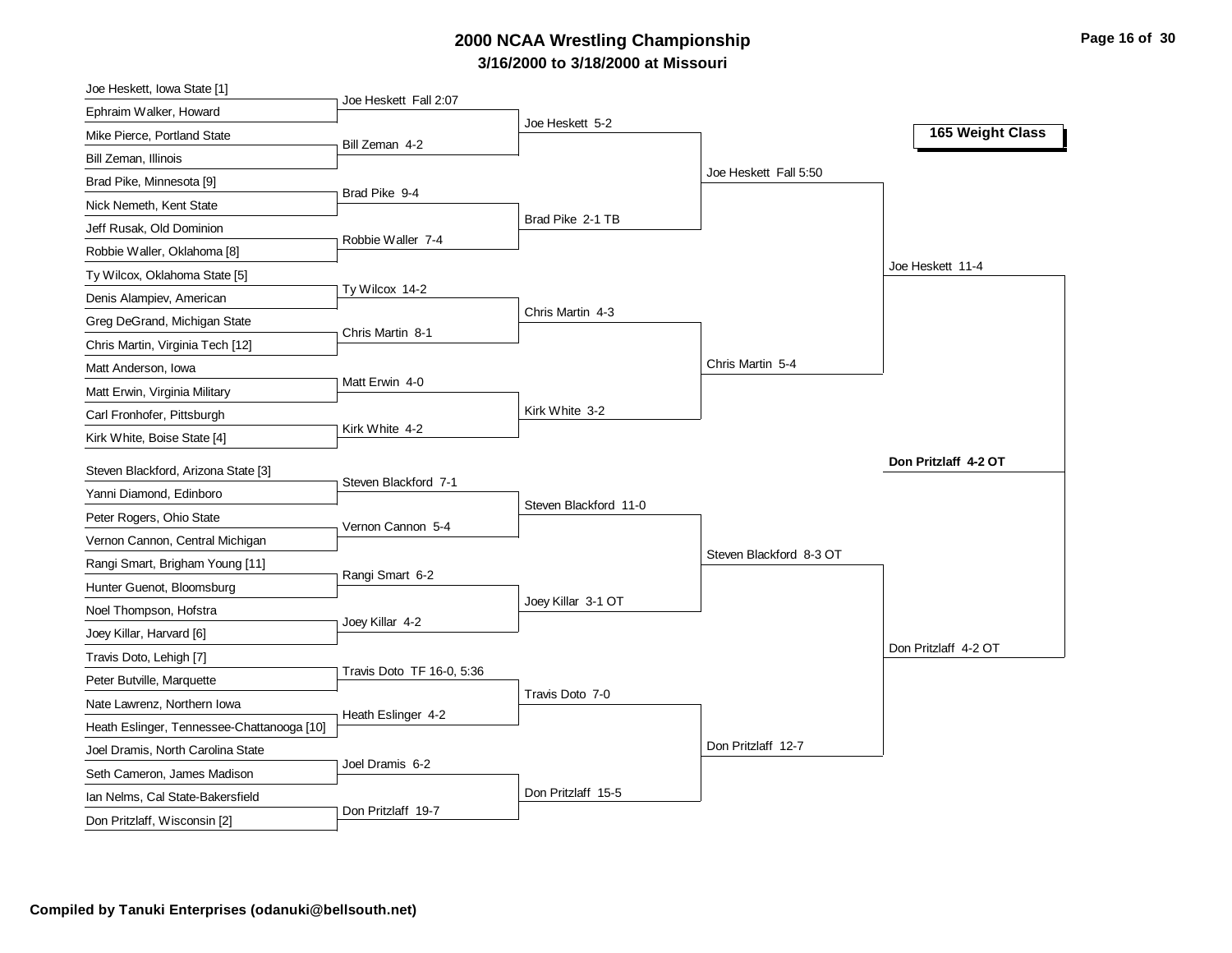# 2000 NCAA Wrestling Championship

## 3/16/2000 to 3/18/2000 at Missouri

### 165 Weight Class

**First Round**

- Joe Heskett, Iowa State [1] vs. Ephraim Walker, Howard — Joe Heskett Fall 2:07
- Mike Pierce, Portland State vs. Bill Zeman, Illinois — Bill Zeman 4-2
- Brad Pike, Minnesota [9] vs. Nick Nemeth, Kent State — Brad Pike 9-4
- Jeff Rusak, Old Dominion vs. Robbie Waller, Oklahoma [8] — Robbie Waller 7-4
- Ty Wilcox, Oklahoma State [5] vs. Denis Alampiev, American — Ty Wilcox 14-2
- Greg DeGrand, Michigan State vs. Chris Martin, Virginia Tech [12] — Chris Martin 8-1
- Matt Anderson, Iowa vs. Matt Erwin, Virginia Military — Matt Erwin 4-0
- Carl Fronhofer, Pittsburgh vs. Kirk White, Boise State [4] — Kirk White 4-2
- Steven Blackford, Arizona State [3] vs. Yanni Diamond, Edinboro — Steven Blackford 7-1
- Peter Rogers, Ohio State vs. Vernon Cannon, Central Michigan — Vernon Cannon 5-4
- Rangi Smart, Brigham Young [11] vs. Hunter Guenot, Bloomsburg — Rangi Smart 6-2
- Noel Thompson, Hofstra vs. Joey Killar, Harvard [6] — Joey Killar 4-2
- Travis Doto, Lehigh [7] vs. Peter Butville, Marquette — Travis Doto TF 16-0, 5:36
- Nate Lawrenz, Northern Iowa vs. Heath Eslinger, Tennessee-Chattanooga [10] — Heath Eslinger 4-2
- Joel Dramis, North Carolina State vs. Seth Cameron, James Madison — Joel Dramis 6-2
- Ian Nelms, Cal State-Bakersfield vs. Don Pritzlaff, Wisconsin [2] — Don Pritzlaff 19-7

**Second Round**

- Joe Heskett 5-2
- Brad Pike 2-1 TB
- Chris Martin 4-3
- Kirk White 3-2
- Steven Blackford 11-0
- Joey Killar 3-1 OT
- Travis Doto 7-0
- Don Pritzlaff 15-5

**Quarterfinals**

- Joe Heskett Fall 5:50
- Chris Martin 5-4
- Steven Blackford 8-3 OT
- Don Pritzlaff 12-7

**Semifinals**

- Joe Heskett 11-4
- Don Pritzlaff 4-2 OT

**Champion**

- **Don Pritzlaff 4-2 OT**

**Compiled by Tanuki Enterprises (odanuki@bellsouth.net)**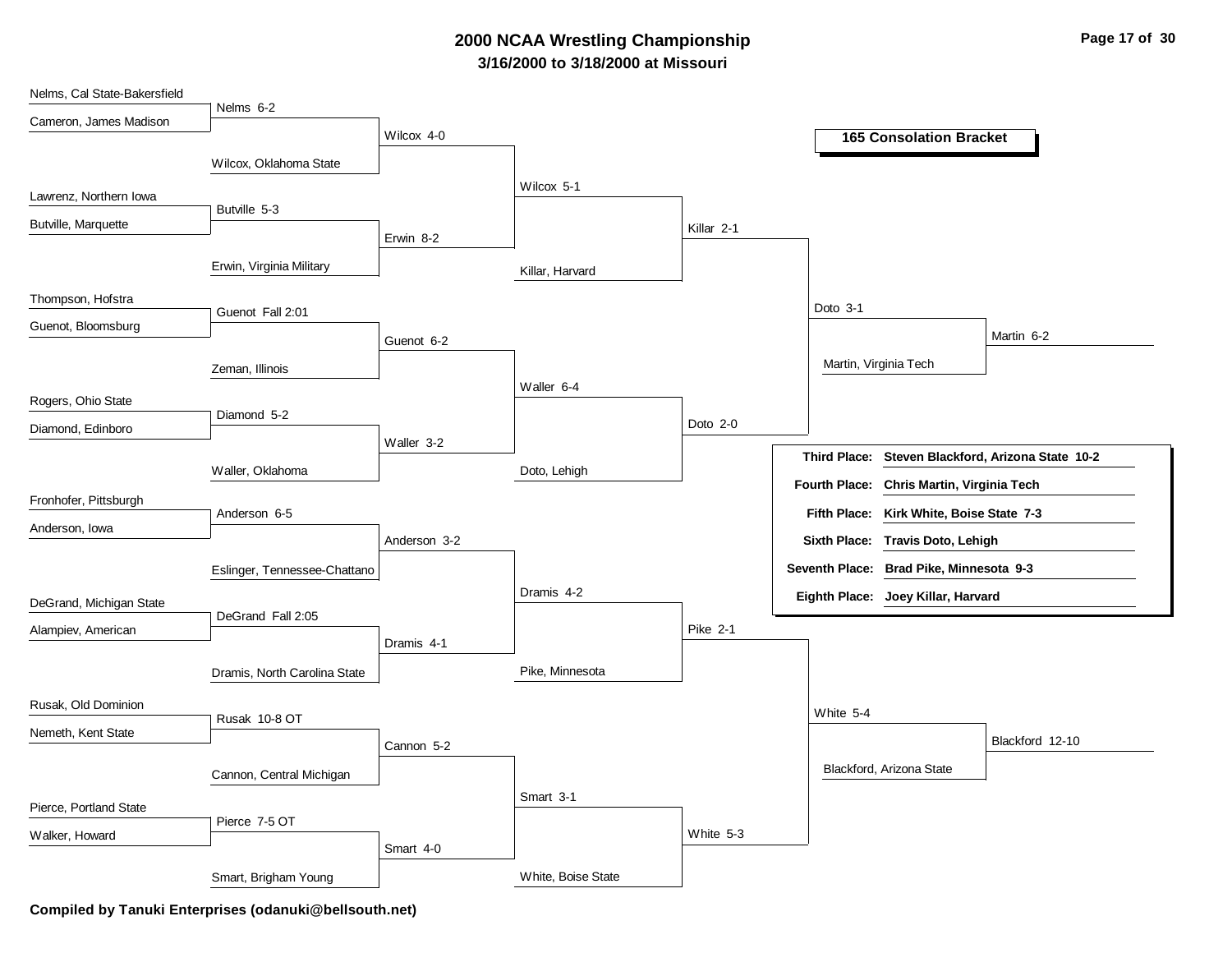# 2000 NCAA Wrestling Championship

**3/16/2000 to 3/18/2000 at Missouri**

## 165 Consolation Bracket

### Round 1

- Nelms, Cal State-Bakersfield vs. Cameron, James Madison — Nelms 6-2
- Lawrenz, Northern Iowa vs. Butville, Marquette — Butville 5-3
- Thompson, Hofstra vs. Guenot, Bloomsburg — Guenot Fall 2:01
- Rogers, Ohio State vs. Diamond, Edinboro — Diamond 5-2
- Fronhofer, Pittsburgh vs. Anderson, Iowa — Anderson 6-5
- DeGrand, Michigan State vs. Alampiev, American — DeGrand Fall 2:05
- Rusak, Old Dominion vs. Nemeth, Kent State — Rusak 10-8 OT
- Pierce, Portland State vs. Walker, Howard — Pierce 7-5 OT

### Round 2

- Nelms vs. Wilcox, Oklahoma State — Wilcox 4-0
- Butville vs. Erwin, Virginia Military — Erwin 8-2
- Guenot vs. Zeman, Illinois — Guenot 6-2
- Diamond vs. Waller, Oklahoma — Waller 3-2
- Anderson vs. Eslinger, Tennessee-Chattano — Anderson 3-2
- DeGrand vs. Dramis, North Carolina State — Dramis 4-1
- Rusak vs. Cannon, Central Michigan — Cannon 5-2
- Pierce vs. Smart, Brigham Young — Smart 4-0

### Round 3

- Wilcox vs. Erwin — Wilcox 5-1
- Guenot vs. Waller — Waller 6-4
- Anderson vs. Dramis — Dramis 4-2
- Cannon vs. Smart — Smart 3-1

### Round 4

- Wilcox vs. Killar, Harvard — Killar 2-1
- Waller vs. Doto, Lehigh — Doto 2-0
- Dramis vs. Pike, Minnesota — Pike 2-1
- Smart vs. White, Boise State — White 5-3

### Round 5

- Killar vs. Doto — Doto 3-1
- Pike vs. White — White 5-4

### Round 6

- Doto vs. Martin, Virginia Tech — Martin 6-2
- White vs. Blackford, Arizona State — Blackford 12-10

### Final Placings

| Place | Wrestler |
|---|---|
| **Third Place:** | **Steven Blackford, Arizona State 10-2** |
| **Fourth Place:** | **Chris Martin, Virginia Tech** |
| **Fifth Place:** | **Kirk White, Boise State 7-3** |
| **Sixth Place:** | **Travis Doto, Lehigh** |
| **Seventh Place:** | **Brad Pike, Minnesota 9-3** |
| **Eighth Place:** | **Joey Killar, Harvard** |

**Compiled by Tanuki Enterprises (odanuki@bellsouth.net)**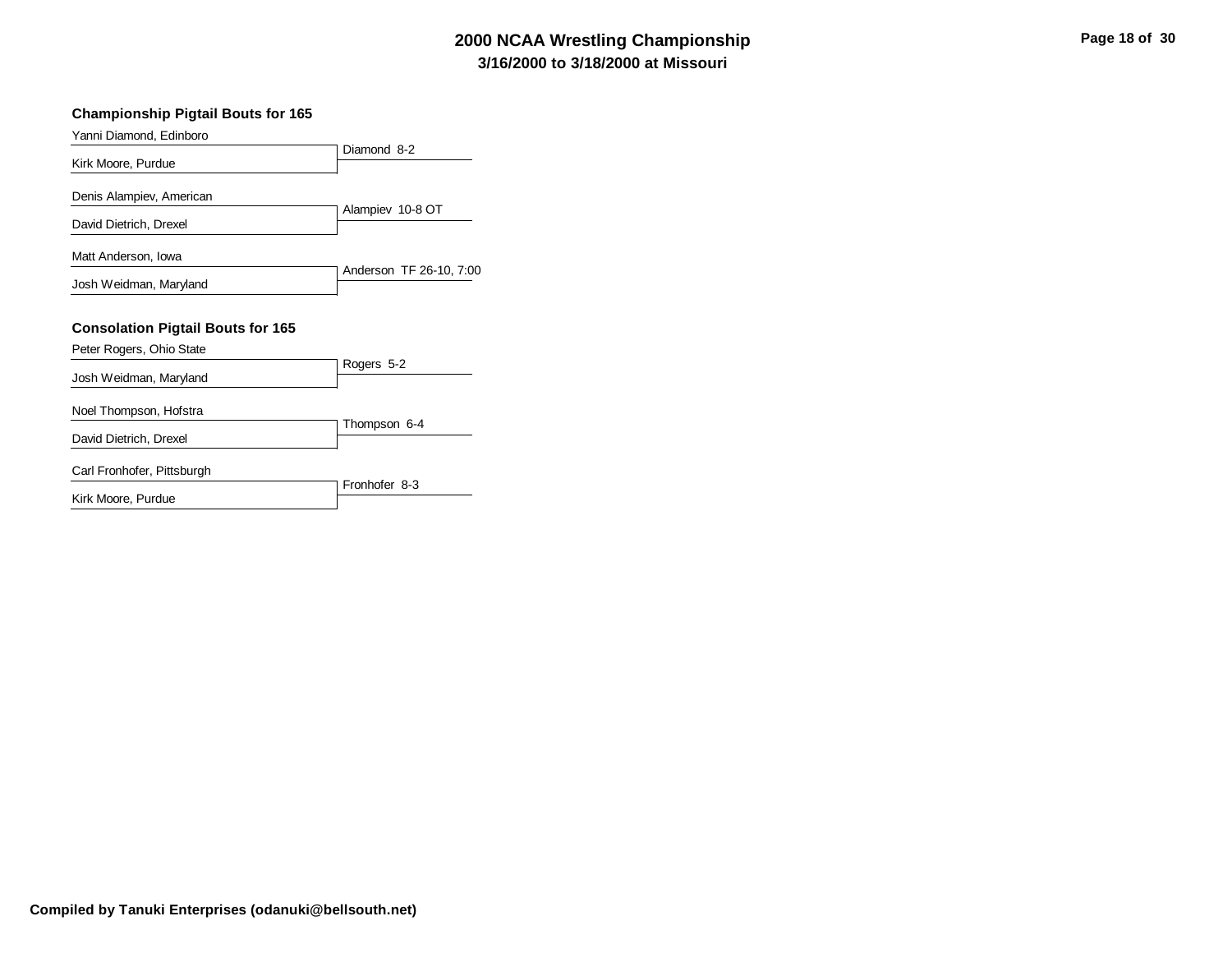# 2000 NCAA Wrestling Championship

**3/16/2000 to 3/18/2000 at Missouri**

### Championship Pigtail Bouts for 165

| Wrestlers | Result |
|---|---|
| Yanni Diamond, Edinboro<br>Kirk Moore, Purdue | Diamond 8-2 |
| Denis Alampiev, American<br>David Dietrich, Drexel | Alampiev 10-8 OT |
| Matt Anderson, Iowa<br>Josh Weidman, Maryland | Anderson TF 26-10, 7:00 |

### Consolation Pigtail Bouts for 165

| Wrestlers | Result |
|---|---|
| Peter Rogers, Ohio State<br>Josh Weidman, Maryland | Rogers 5-2 |
| Noel Thompson, Hofstra<br>David Dietrich, Drexel | Thompson 6-4 |
| Carl Fronhofer, Pittsburgh<br>Kirk Moore, Purdue | Fronhofer 8-3 |

**Compiled by Tanuki Enterprises (odanuki@bellsouth.net)**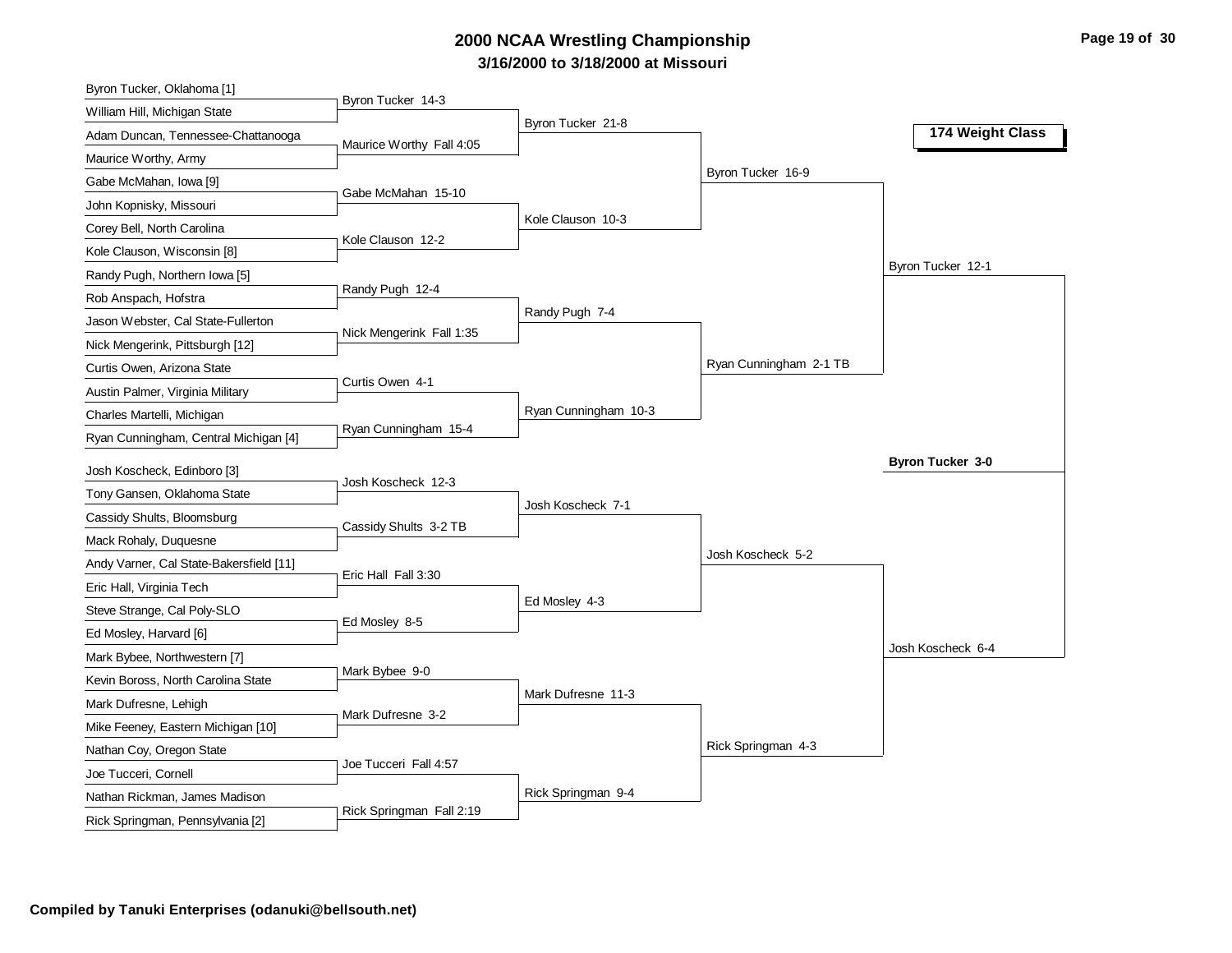# 2000 NCAA Wrestling Championship

## 3/16/2000 to 3/18/2000 at Missouri

### 174 Weight Class

**First Round**

- Byron Tucker, Oklahoma [1] vs. William Hill, Michigan State — Byron Tucker 14-3
- Adam Duncan, Tennessee-Chattanooga vs. Maurice Worthy, Army — Maurice Worthy Fall 4:05
- Gabe McMahan, Iowa [9] vs. John Kopnisky, Missouri — Gabe McMahan 15-10
- Corey Bell, North Carolina vs. Kole Clauson, Wisconsin [8] — Kole Clauson 12-2
- Randy Pugh, Northern Iowa [5] vs. Rob Anspach, Hofstra — Randy Pugh 12-4
- Jason Webster, Cal State-Fullerton vs. Nick Mengerink, Pittsburgh [12] — Nick Mengerink Fall 1:35
- Curtis Owen, Arizona State vs. Austin Palmer, Virginia Military — Curtis Owen 4-1
- Charles Martelli, Michigan vs. Ryan Cunningham, Central Michigan [4] — Ryan Cunningham 15-4
- Josh Koscheck, Edinboro [3] vs. Tony Gansen, Oklahoma State — Josh Koscheck 12-3
- Cassidy Shults, Bloomsburg vs. Mack Rohaly, Duquesne — Cassidy Shults 3-2 TB
- Andy Varner, Cal State-Bakersfield [11] vs. Eric Hall, Virginia Tech — Eric Hall Fall 3:30
- Steve Strange, Cal Poly-SLO vs. Ed Mosley, Harvard [6] — Ed Mosley 8-5
- Mark Bybee, Northwestern [7] vs. Kevin Boross, North Carolina State — Mark Bybee 9-0
- Mark Dufresne, Lehigh vs. Mike Feeney, Eastern Michigan [10] — Mark Dufresne 3-2
- Nathan Coy, Oregon State vs. Joe Tucceri, Cornell — Joe Tucceri Fall 4:57
- Nathan Rickman, James Madison vs. Rick Springman, Pennsylvania [2] — Rick Springman Fall 2:19

**Second Round**

- Byron Tucker 21-8
- Kole Clauson 10-3
- Randy Pugh 7-4
- Ryan Cunningham 10-3
- Josh Koscheck 7-1
- Ed Mosley 4-3
- Mark Dufresne 11-3
- Rick Springman 9-4

**Quarterfinals**

- Byron Tucker 16-9
- Ryan Cunningham 2-1 TB
- Josh Koscheck 5-2
- Rick Springman 4-3

**Semifinals**

- Byron Tucker 12-1
- Josh Koscheck 6-4

**Final**

- **Byron Tucker 3-0**

**Compiled by Tanuki Enterprises (odanuki@bellsouth.net)**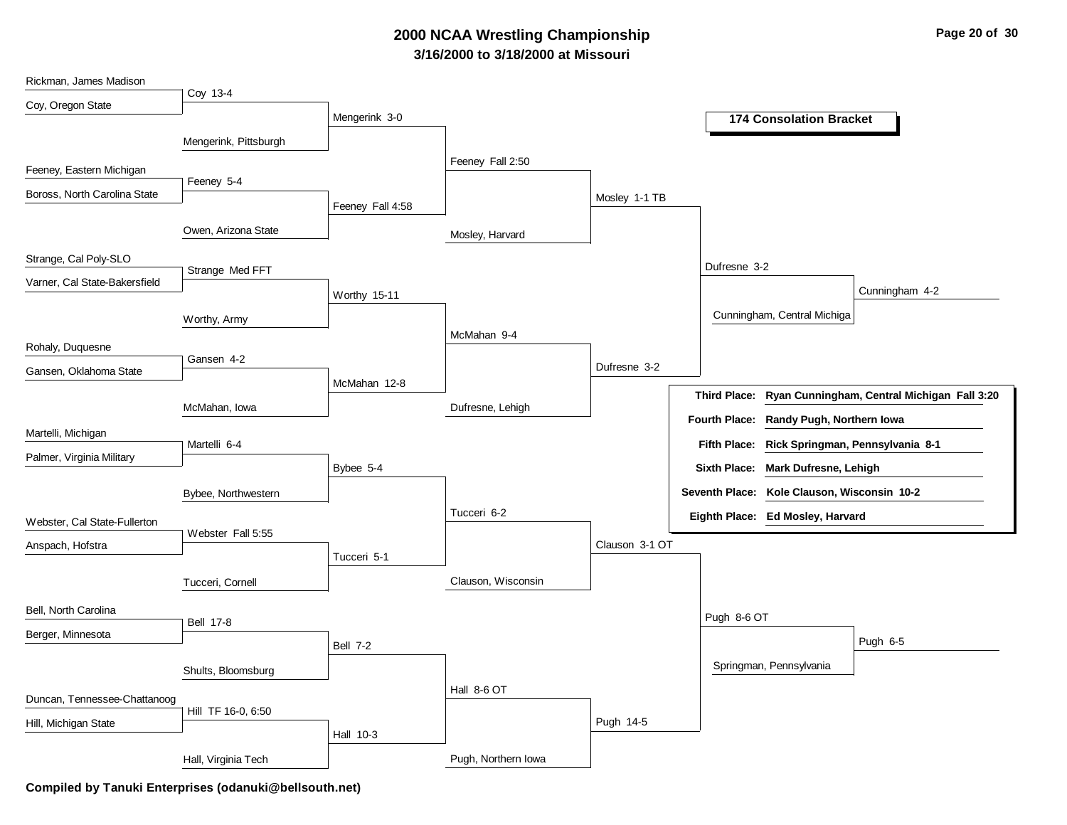# 2000 NCAA Wrestling Championship

**3/16/2000 to 3/18/2000 at Missouri**

**174 Consolation Bracket**

### Round 1

| Wrestler 1 | Wrestler 2 | Result |
|---|---|---|
| Rickman, James Madison | Coy, Oregon State | Coy 13-4 |
| Feeney, Eastern Michigan | Boross, North Carolina State | Feeney 5-4 |
| Strange, Cal Poly-SLO | Varner, Cal State-Bakersfield | Strange Med FFT |
| Rohaly, Duquesne | Gansen, Oklahoma State | Gansen 4-2 |
| Martelli, Michigan | Palmer, Virginia Military | Martelli 6-4 |
| Webster, Cal State-Fullerton | Anspach, Hofstra | Webster Fall 5:55 |
| Bell, North Carolina | Berger, Minnesota | Bell 17-8 |
| Duncan, Tennessee-Chattanoog | Hill, Michigan State | Hill TF 16-0, 6:50 |

### Round 2

| Wrestler 1 | Wrestler 2 | Result |
|---|---|---|
| Coy | Mengerink, Pittsburgh | Mengerink 3-0 |
| Feeney | Owen, Arizona State | Feeney Fall 4:58 |
| Strange | Worthy, Army | Worthy 15-11 |
| Gansen | McMahan, Iowa | McMahan 12-8 |
| Martelli | Bybee, Northwestern | Bybee 5-4 |
| Webster | Tucceri, Cornell | Tucceri 5-1 |
| Bell | Shults, Bloomsburg | Bell 7-2 |
| Hill | Hall, Virginia Tech | Hall 10-3 |

### Round 3

| Wrestler 1 | Wrestler 2 | Result |
|---|---|---|
| Mengerink | Feeney | Feeney Fall 2:50 |
| Worthy | McMahan | McMahan 9-4 |
| Bybee | Tucceri | Tucceri 6-2 |
| Bell | Hall | Hall 8-6 OT |

### Round 4

| Wrestler 1 | Wrestler 2 | Result |
|---|---|---|
| Feeney | Mosley, Harvard | Mosley 1-1 TB |
| McMahan | Dufresne, Lehigh | Dufresne 3-2 |
| Tucceri | Clauson, Wisconsin | Clauson 3-1 OT |
| Hall | Pugh, Northern Iowa | Pugh 14-5 |

### Consolation Semifinals

| Wrestler 1 | Wrestler 2 | Result |
|---|---|---|
| Mosley | Dufresne | Dufresne 3-2 |
| Clauson | Pugh | Pugh 8-6 OT |

### Round 6

| Wrestler 1 | Wrestler 2 | Result |
|---|---|---|
| Dufresne | Cunningham, Central Michiga | Cunningham 4-2 |
| Pugh | Springman, Pennsylvania | Pugh 6-5 |

### Final Placings

| Place | Wrestler |
|---|---|
| Third Place: | Ryan Cunningham, Central Michigan Fall 3:20 |
| Fourth Place: | Randy Pugh, Northern Iowa |
| Fifth Place: | Rick Springman, Pennsylvania 8-1 |
| Sixth Place: | Mark Dufresne, Lehigh |
| Seventh Place: | Kole Clauson, Wisconsin 10-2 |
| Eighth Place: | Ed Mosley, Harvard |

**Compiled by Tanuki Enterprises (odanuki@bellsouth.net)**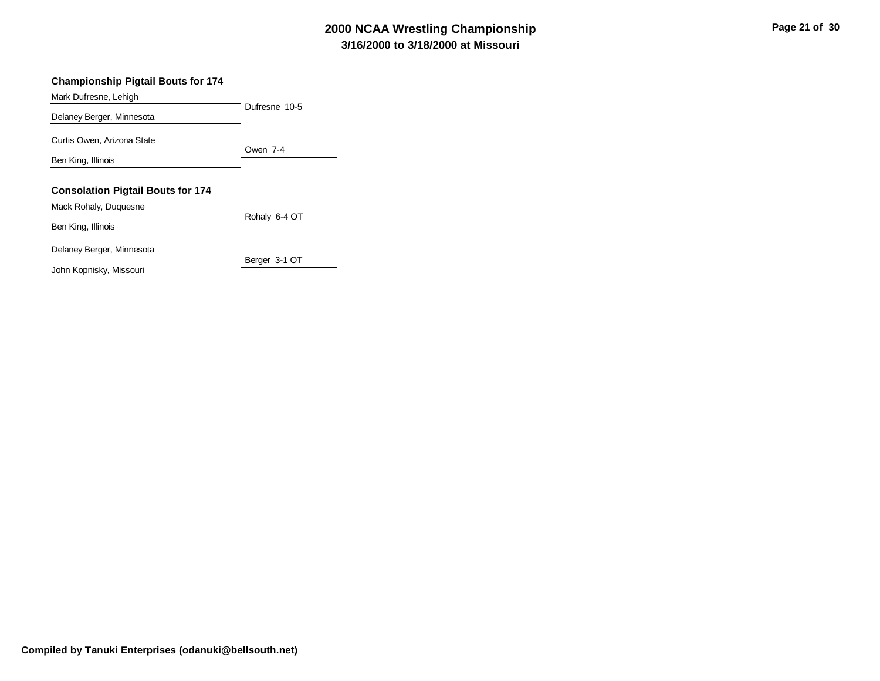# 2000 NCAA Wrestling Championship

## 3/16/2000 to 3/18/2000 at Missouri

### Championship Pigtail Bouts for 174

| Wrestlers | Result |
|---|---|
| Mark Dufresne, Lehigh vs. Delaney Berger, Minnesota | Dufresne 10-5 |
| Curtis Owen, Arizona State vs. Ben King, Illinois | Owen 7-4 |

### Consolation Pigtail Bouts for 174

| Wrestlers | Result |
|---|---|
| Mack Rohaly, Duquesne vs. Ben King, Illinois | Rohaly 6-4 OT |
| Delaney Berger, Minnesota vs. John Kopnisky, Missouri | Berger 3-1 OT |

**Compiled by Tanuki Enterprises (odanuki@bellsouth.net)**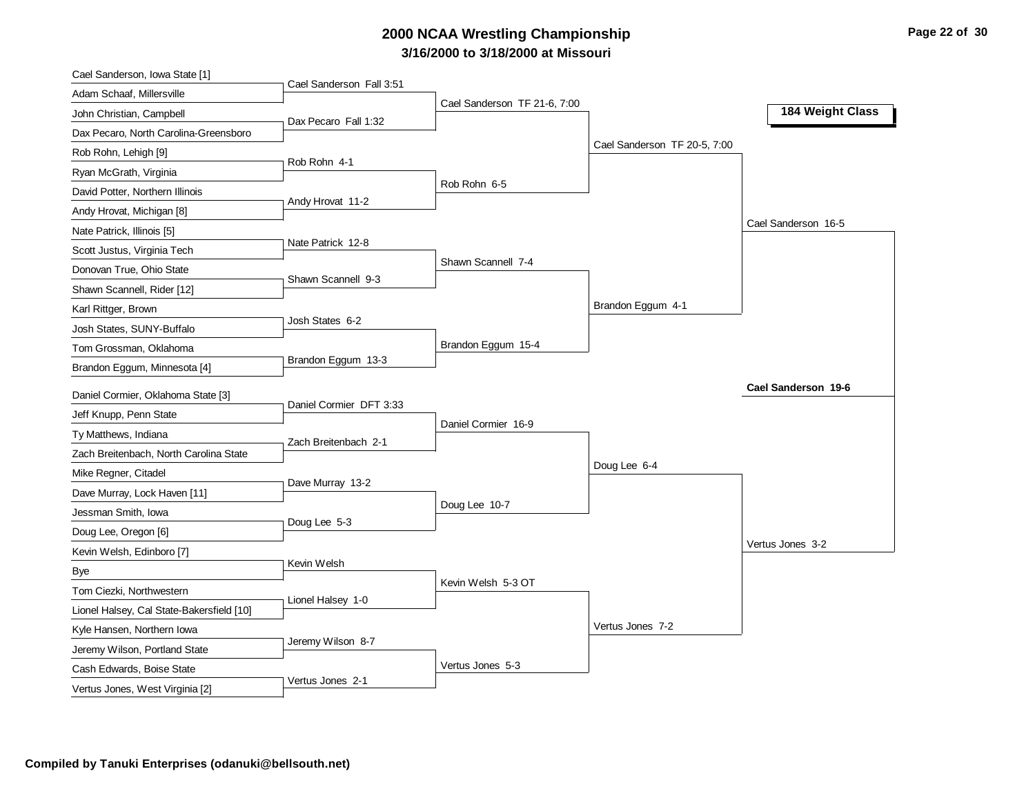# 2000 NCAA Wrestling Championship

## 3/16/2000 to 3/18/2000 at Missouri

### 184 Weight Class

| First Round | Second Round | Quarterfinals | Semifinals | Finals |
|---|---|---|---|---|
| Cael Sanderson, Iowa State [1] | | | | |
| Adam Schaaf, Millersville | Cael Sanderson Fall 3:51 | | | |
| John Christian, Campbell | | Cael Sanderson TF 21-6, 7:00 | | |
| Dax Pecaro, North Carolina-Greensboro | Dax Pecaro Fall 1:32 | | | |
| Rob Rohn, Lehigh [9] | | | Cael Sanderson TF 20-5, 7:00 | |
| Ryan McGrath, Virginia | Rob Rohn 4-1 | | | |
| David Potter, Northern Illinois | | Rob Rohn 6-5 | | |
| Andy Hrovat, Michigan [8] | Andy Hrovat 11-2 | | | |
| Nate Patrick, Illinois [5] | | | | Cael Sanderson 16-5 |
| Scott Justus, Virginia Tech | Nate Patrick 12-8 | | | |
| Donovan True, Ohio State | | Shawn Scannell 7-4 | | |
| Shawn Scannell, Rider [12] | Shawn Scannell 9-3 | | | |
| Karl Rittger, Brown | | | Brandon Eggum 4-1 | |
| Josh States, SUNY-Buffalo | Josh States 6-2 | | | |
| Tom Grossman, Oklahoma | | Brandon Eggum 15-4 | | |
| Brandon Eggum, Minnesota [4] | Brandon Eggum 13-3 | | | |
| Daniel Cormier, Oklahoma State [3] | | | | |
| Jeff Knupp, Penn State | Daniel Cormier DFT 3:33 | | | |
| Ty Matthews, Indiana | | Daniel Cormier 16-9 | | |
| Zach Breitenbach, North Carolina State | Zach Breitenbach 2-1 | | | |
| Mike Regner, Citadel | | | Doug Lee 6-4 | |
| Dave Murray, Lock Haven [11] | Dave Murray 13-2 | | | |
| Jessman Smith, Iowa | | Doug Lee 10-7 | | |
| Doug Lee, Oregon [6] | Doug Lee 5-3 | | | |
| Kevin Welsh, Edinboro [7] | | | | Vertus Jones 3-2 |
| Bye | Kevin Welsh | | | |
| Tom Ciezki, Northwestern | | Kevin Welsh 5-3 OT | | |
| Lionel Halsey, Cal State-Bakersfield [10] | Lionel Halsey 1-0 | | | |
| Kyle Hansen, Northern Iowa | | | Vertus Jones 7-2 | |
| Jeremy Wilson, Portland State | Jeremy Wilson 8-7 | | | |
| Cash Edwards, Boise State | | Vertus Jones 5-3 | | |
| Vertus Jones, West Virginia [2] | Vertus Jones 2-1 | | | |

**Champion: Cael Sanderson 19-6**

**Compiled by Tanuki Enterprises (odanuki@bellsouth.net)**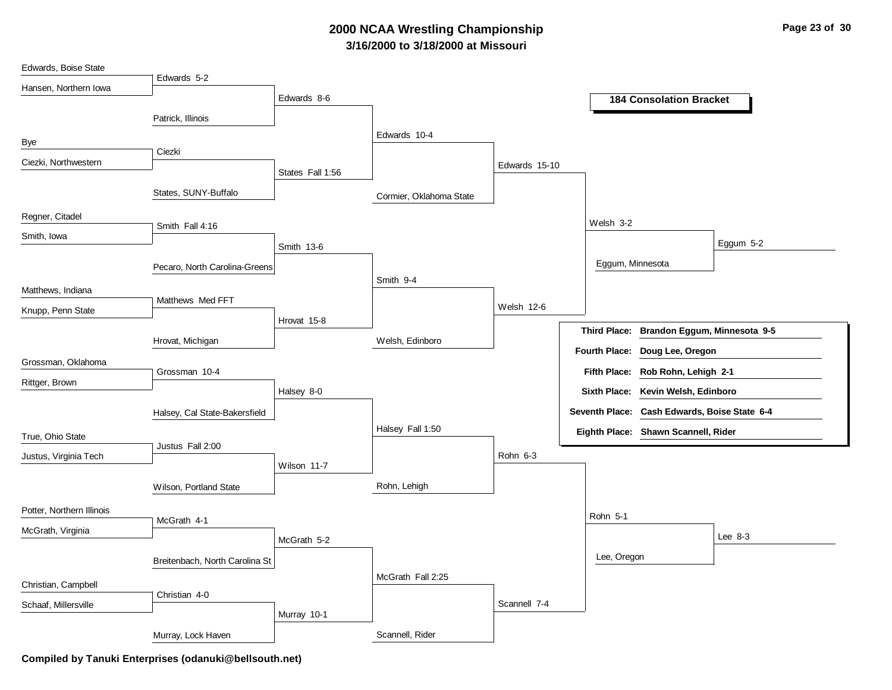# 2000 NCAA Wrestling Championship

## 3/16/2000 to 3/18/2000 at Missouri

### 184 Consolation Bracket

**Round 1**

- Edwards, Boise State vs. Hansen, Northern Iowa — Edwards 5-2
- Bye vs. Ciezki, Northwestern — Ciezki
- Regner, Citadel vs. Smith, Iowa — Smith Fall 4:16
- Matthews, Indiana vs. Knupp, Penn State — Matthews Med FFT
- Grossman, Oklahoma vs. Rittger, Brown — Grossman 10-4
- True, Ohio State vs. Justus, Virginia Tech — Justus Fall 2:00
- Potter, Northern Illinois vs. McGrath, Virginia — McGrath 4-1
- Christian, Campbell vs. Schaaf, Millersville — Christian 4-0

**Round 2**

- Edwards vs. Patrick, Illinois — Edwards 8-6
- Ciezki vs. States, SUNY-Buffalo — States Fall 1:56
- Smith vs. Pecaro, North Carolina-Greens — Smith 13-6
- Matthews vs. Hrovat, Michigan — Hrovat 15-8
- Grossman vs. Halsey, Cal State-Bakersfield — Halsey 8-0
- Justus vs. Wilson, Portland State — Wilson 11-7
- McGrath vs. Breitenbach, North Carolina St — McGrath 5-2
- Christian vs. Murray, Lock Haven — Murray 10-1

**Round 3**

- Edwards vs. States — Edwards 10-4
- Smith vs. Hrovat — Smith 9-4
- Halsey vs. Wilson — Halsey Fall 1:50
- McGrath vs. Murray — McGrath Fall 2:25

**Round 4**

- Edwards vs. Cormier, Oklahoma State — Edwards 15-10
- Smith vs. Welsh, Edinboro — Welsh 12-6
- Halsey vs. Rohn, Lehigh — Rohn 6-3
- McGrath vs. Scannell, Rider — Scannell 7-4

**Round 5**

- Edwards vs. Welsh — Welsh 3-2
- Rohn vs. Scannell — Rohn 5-1

**Round 6**

- Welsh vs. Eggum, Minnesota — Eggum 5-2
- Rohn vs. Lee, Oregon — Lee 8-3

| Place | Result |
|---|---|
| **Third Place:** | **Brandon Eggum, Minnesota 9-5** |
| **Fourth Place:** | **Doug Lee, Oregon** |
| **Fifth Place:** | **Rob Rohn, Lehigh 2-1** |
| **Sixth Place:** | **Kevin Welsh, Edinboro** |
| **Seventh Place:** | **Cash Edwards, Boise State 6-4** |
| **Eighth Place:** | **Shawn Scannell, Rider** |

**Compiled by Tanuki Enterprises (odanuki@bellsouth.net)**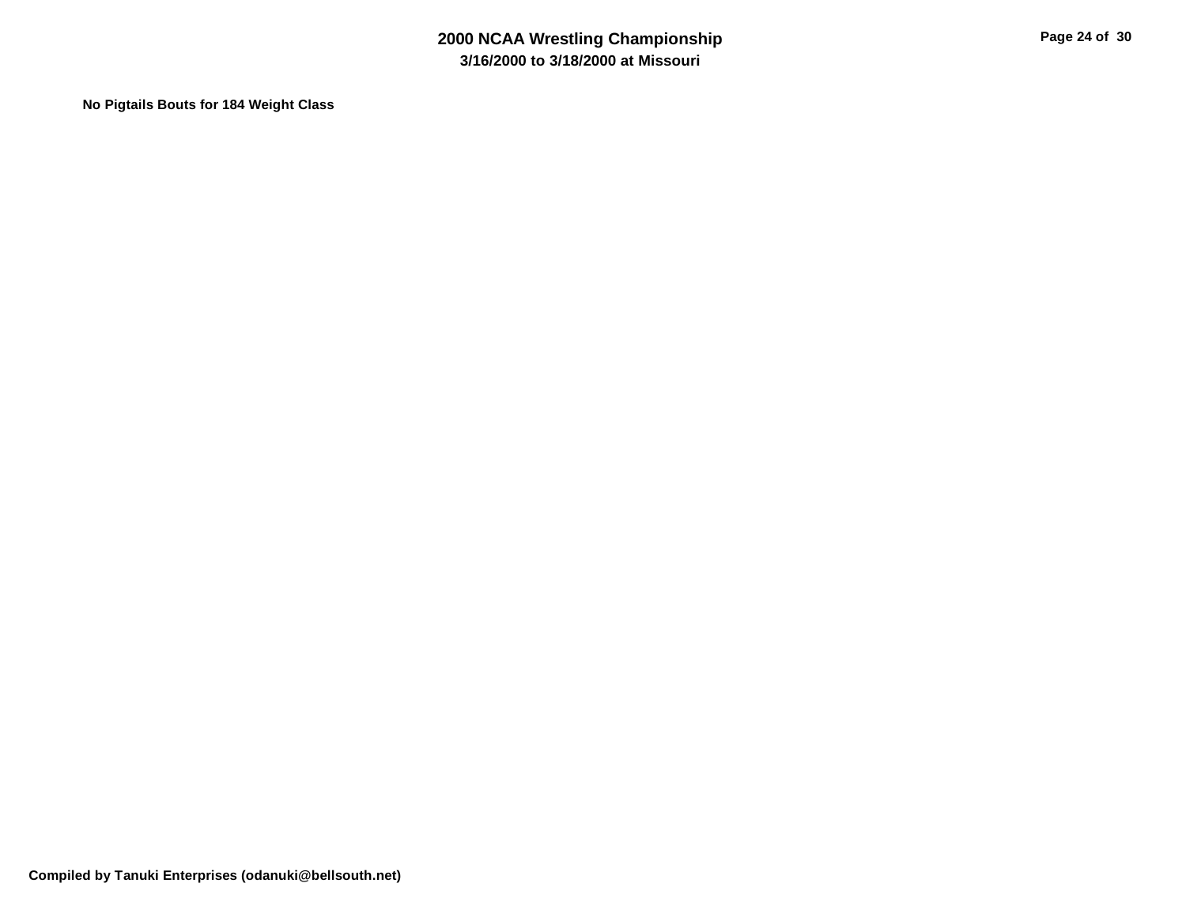**No Pigtails Bouts for 184 Weight Class**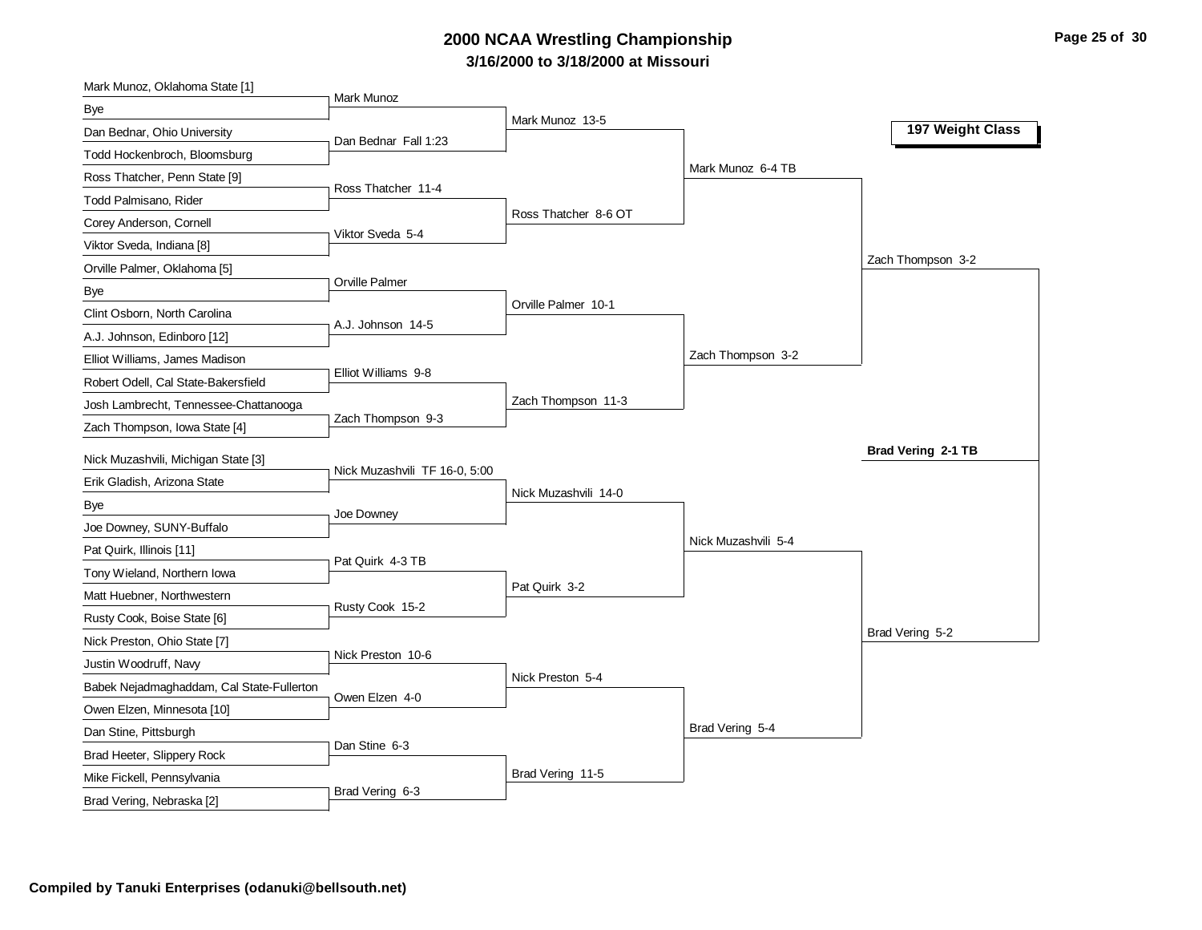# 2000 NCAA Wrestling Championship

## 3/16/2000 to 3/18/2000 at Missouri

### 197 Weight Class

| First Round | Second Round | Quarterfinals | Semifinals | Finals | Champion |
|---|---|---|---|---|---|
| Mark Munoz, Oklahoma State [1] | Mark Munoz | Mark Munoz 13-5 | Mark Munoz 6-4 TB | Zach Thompson 3-2 | **Brad Vering 2-1 TB** |
| Bye | | | | | |
| Dan Bednar, Ohio University | Dan Bednar Fall 1:23 | | | | |
| Todd Hockenbroch, Bloomsburg | | | | | |
| Ross Thatcher, Penn State [9] | Ross Thatcher 11-4 | Ross Thatcher 8-6 OT | | | |
| Todd Palmisano, Rider | | | | | |
| Corey Anderson, Cornell | Viktor Sveda 5-4 | | | | |
| Viktor Sveda, Indiana [8] | | | | | |
| Orville Palmer, Oklahoma [5] | Orville Palmer | Orville Palmer 10-1 | Zach Thompson 3-2 | | |
| Bye | | | | | |
| Clint Osborn, North Carolina | A.J. Johnson 14-5 | | | | |
| A.J. Johnson, Edinboro [12] | | | | | |
| Elliot Williams, James Madison | Elliot Williams 9-8 | Zach Thompson 11-3 | | | |
| Robert Odell, Cal State-Bakersfield | | | | | |
| Josh Lambrecht, Tennessee-Chattanooga | Zach Thompson 9-3 | | | | |
| Zach Thompson, Iowa State [4] | | | | | |
| Nick Muzashvili, Michigan State [3] | Nick Muzashvili TF 16-0, 5:00 | Nick Muzashvili 14-0 | Nick Muzashvili 5-4 | Brad Vering 5-2 | |
| Erik Gladish, Arizona State | | | | | |
| Bye | Joe Downey | | | | |
| Joe Downey, SUNY-Buffalo | | | | | |
| Pat Quirk, Illinois [11] | Pat Quirk 4-3 TB | Pat Quirk 3-2 | | | |
| Tony Wieland, Northern Iowa | | | | | |
| Matt Huebner, Northwestern | Rusty Cook 15-2 | | | | |
| Rusty Cook, Boise State [6] | | | | | |
| Nick Preston, Ohio State [7] | Nick Preston 10-6 | Nick Preston 5-4 | Brad Vering 5-4 | | |
| Justin Woodruff, Navy | | | | | |
| Babek Nejadmaghaddam, Cal State-Fullerton | Owen Elzen 4-0 | | | | |
| Owen Elzen, Minnesota [10] | | | | | |
| Dan Stine, Pittsburgh | Dan Stine 6-3 | Brad Vering 11-5 | | | |
| Brad Heeter, Slippery Rock | | | | | |
| Mike Fickell, Pennsylvania | Brad Vering 6-3 | | | | |
| Brad Vering, Nebraska [2] | | | | | |

**Compiled by Tanuki Enterprises (odanuki@bellsouth.net)**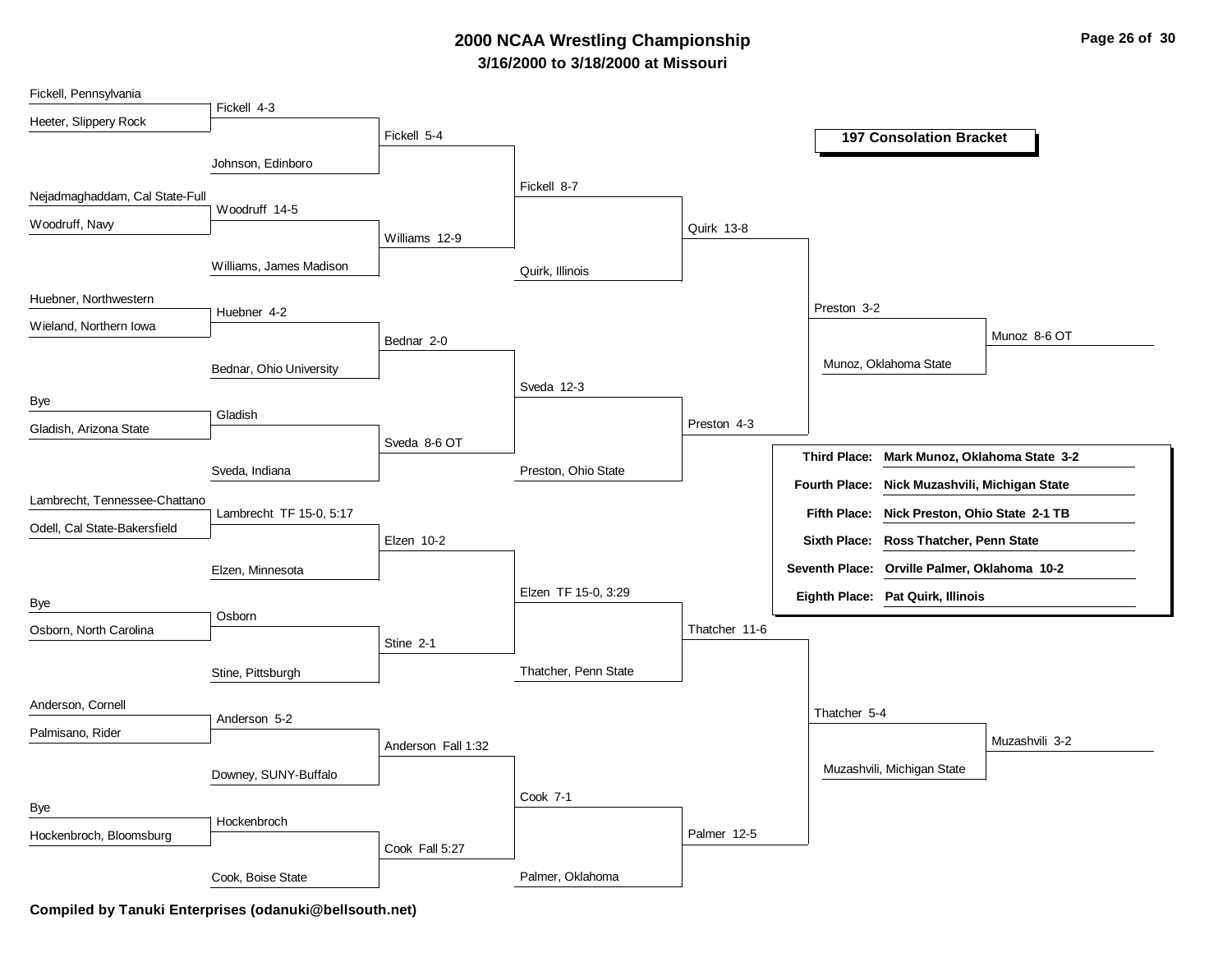# 2000 NCAA Wrestling Championship
## 3/16/2000 to 3/18/2000 at Missouri

### 197 Consolation Bracket

**First Round**

| Wrestler A | Wrestler B | Result |
|---|---|---|
| Fickell, Pennsylvania | Heeter, Slippery Rock | Fickell 4-3 |
| Nejadmaghaddam, Cal State-Full | Woodruff, Navy | Woodruff 14-5 |
| Huebner, Northwestern | Wieland, Northern Iowa | Huebner 4-2 |
| Bye | Gladish, Arizona State | Gladish |
| Lambrecht, Tennessee-Chattano | Odell, Cal State-Bakersfield | Lambrecht TF 15-0, 5:17 |
| Bye | Osborn, North Carolina | Osborn |
| Anderson, Cornell | Palmisano, Rider | Anderson 5-2 |
| Bye | Hockenbroch, Bloomsburg | Hockenbroch |

**Second Round**

| Wrestler A | Wrestler B | Result |
|---|---|---|
| Fickell | Johnson, Edinboro | Fickell 5-4 |
| Woodruff | Williams, James Madison | Williams 12-9 |
| Huebner | Bednar, Ohio University | Bednar 2-0 |
| Gladish | Sveda, Indiana | Sveda 8-6 OT |
| Lambrecht | Elzen, Minnesota | Elzen 10-2 |
| Osborn | Stine, Pittsburgh | Stine 2-1 |
| Anderson | Downey, SUNY-Buffalo | Anderson Fall 1:32 |
| Hockenbroch | Cook, Boise State | Cook Fall 5:27 |

**Third Round**

| Wrestler A | Wrestler B | Result |
|---|---|---|
| Fickell | Williams | Fickell 8-7 |
| Bednar | Sveda | Sveda 12-3 |
| Elzen | Stine | Elzen TF 15-0, 3:29 |
| Anderson | Cook | Cook 7-1 |

**Fourth Round**

| Wrestler A | Wrestler B | Result |
|---|---|---|
| Fickell | Quirk, Illinois | Quirk 13-8 |
| Sveda | Preston, Ohio State | Preston 4-3 |
| Elzen | Thatcher, Penn State | Thatcher 11-6 |
| Cook | Palmer, Oklahoma | Palmer 12-5 |

**Fifth Round**

| Wrestler A | Wrestler B | Result |
|---|---|---|
| Quirk | Preston | Preston 3-2 |
| Thatcher | Palmer | Thatcher 5-4 |

**Sixth Round**

| Wrestler A | Wrestler B | Result |
|---|---|---|
| Preston | Munoz, Oklahoma State | Munoz 8-6 OT |
| Thatcher | Muzashvili, Michigan State | Muzashvili 3-2 |

**Final Placings**

| Place | Wrestler |
|---|---|
| Third Place: | Mark Munoz, Oklahoma State 3-2 |
| Fourth Place: | Nick Muzashvili, Michigan State |
| Fifth Place: | Nick Preston, Ohio State 2-1 TB |
| Sixth Place: | Ross Thatcher, Penn State |
| Seventh Place: | Orville Palmer, Oklahoma 10-2 |
| Eighth Place: | Pat Quirk, Illinois |

**Compiled by Tanuki Enterprises (odanuki@bellsouth.net)**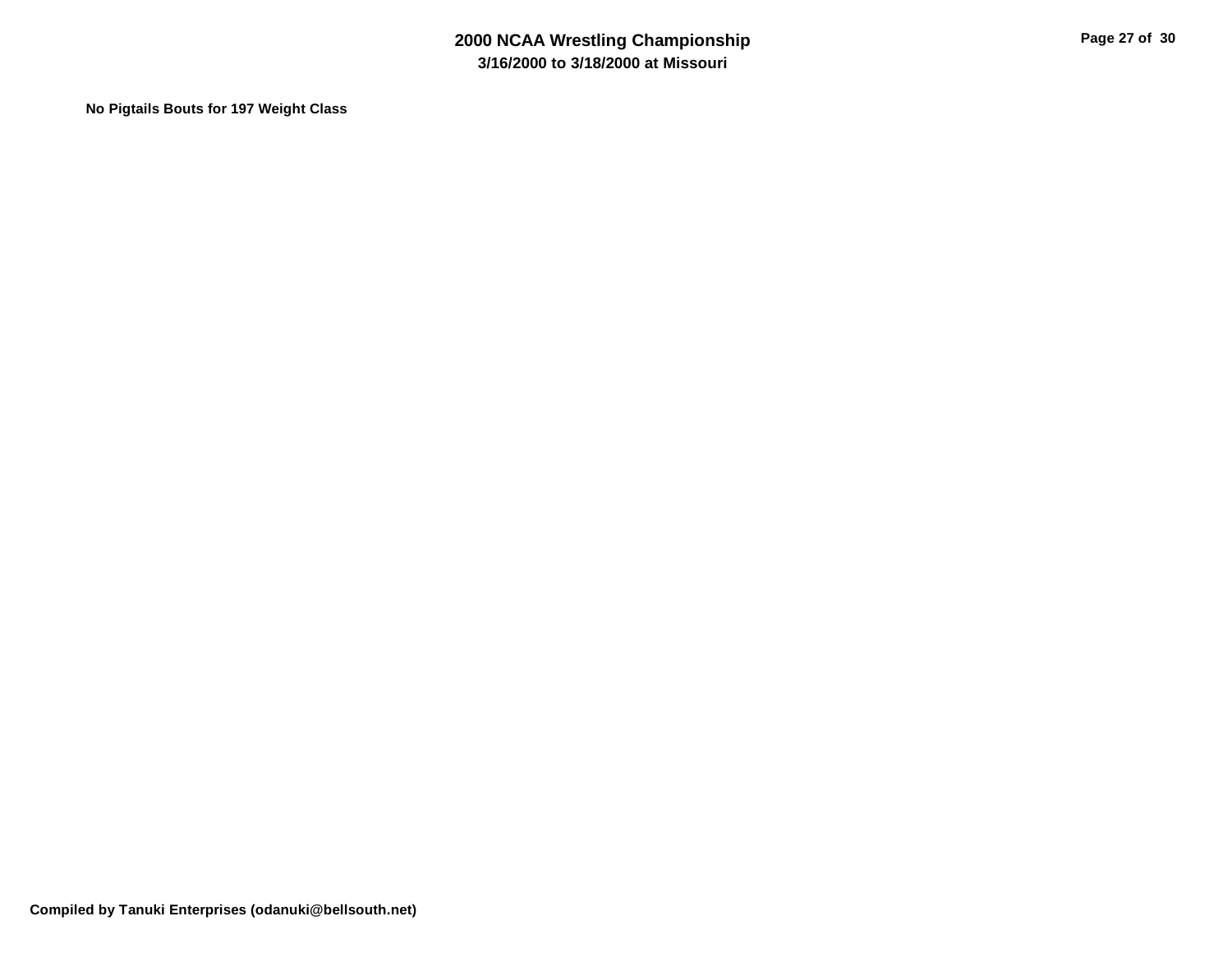**No Pigtails Bouts for 197 Weight Class**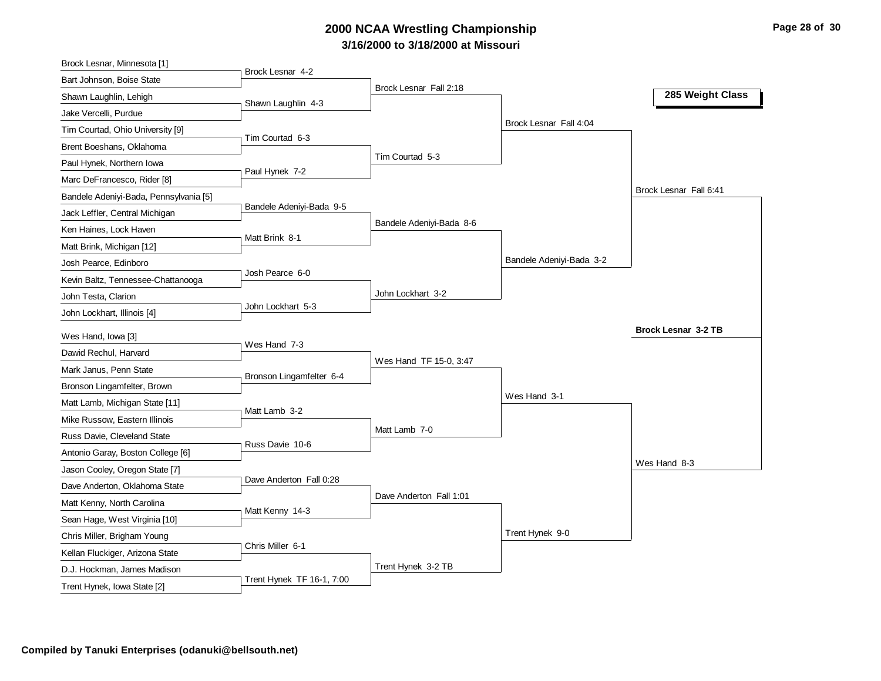# 2000 NCAA Wrestling Championship

### 3/16/2000 to 3/18/2000 at Missouri

**285 Weight Class**

| First Round | Second Round | Quarterfinals | Semifinals | Finals |
|---|---|---|---|---|
| Brock Lesnar, Minnesota [1] | | | | |
| Bart Johnson, Boise State | Brock Lesnar 4-2 | | | |
| Shawn Laughlin, Lehigh | | Brock Lesnar Fall 2:18 | | |
| Jake Vercelli, Purdue | Shawn Laughlin 4-3 | | | |
| Tim Courtad, Ohio University [9] | | | Brock Lesnar Fall 4:04 | |
| Brent Boeshans, Oklahoma | Tim Courtad 6-3 | | | |
| Paul Hynek, Northern Iowa | | Tim Courtad 5-3 | | |
| Marc DeFrancesco, Rider [8] | Paul Hynek 7-2 | | | |
| Bandele Adeniyi-Bada, Pennsylvania [5] | | | | Brock Lesnar Fall 6:41 |
| Jack Leffler, Central Michigan | Bandele Adeniyi-Bada 9-5 | | | |
| Ken Haines, Lock Haven | | Bandele Adeniyi-Bada 8-6 | | |
| Matt Brink, Michigan [12] | Matt Brink 8-1 | | | |
| Josh Pearce, Edinboro | | | Bandele Adeniyi-Bada 3-2 | |
| Kevin Baltz, Tennessee-Chattanooga | Josh Pearce 6-0 | | | |
| John Testa, Clarion | | John Lockhart 3-2 | | |
| John Lockhart, Illinois [4] | John Lockhart 5-3 | | | |
| | | | | **Brock Lesnar 3-2 TB** |
| Wes Hand, Iowa [3] | | | | |
| Dawid Rechul, Harvard | Wes Hand 7-3 | | | |
| Mark Janus, Penn State | | Wes Hand TF 15-0, 3:47 | | |
| Bronson Lingamfelter, Brown | Bronson Lingamfelter 6-4 | | | |
| Matt Lamb, Michigan State [11] | | | Wes Hand 3-1 | |
| Mike Russow, Eastern Illinois | Matt Lamb 3-2 | | | |
| Russ Davie, Cleveland State | | Matt Lamb 7-0 | | |
| Antonio Garay, Boston College [6] | Russ Davie 10-6 | | | |
| Jason Cooley, Oregon State [7] | | | | Wes Hand 8-3 |
| Dave Anderton, Oklahoma State | Dave Anderton Fall 0:28 | | | |
| Matt Kenny, North Carolina | | Dave Anderton Fall 1:01 | | |
| Sean Hage, West Virginia [10] | Matt Kenny 14-3 | | | |
| Chris Miller, Brigham Young | | | Trent Hynek 9-0 | |
| Kellan Fluckiger, Arizona State | Chris Miller 6-1 | | | |
| D.J. Hockman, James Madison | | Trent Hynek 3-2 TB | | |
| Trent Hynek, Iowa State [2] | Trent Hynek TF 16-1, 7:00 | | | |

**Compiled by Tanuki Enterprises (odanuki@bellsouth.net)**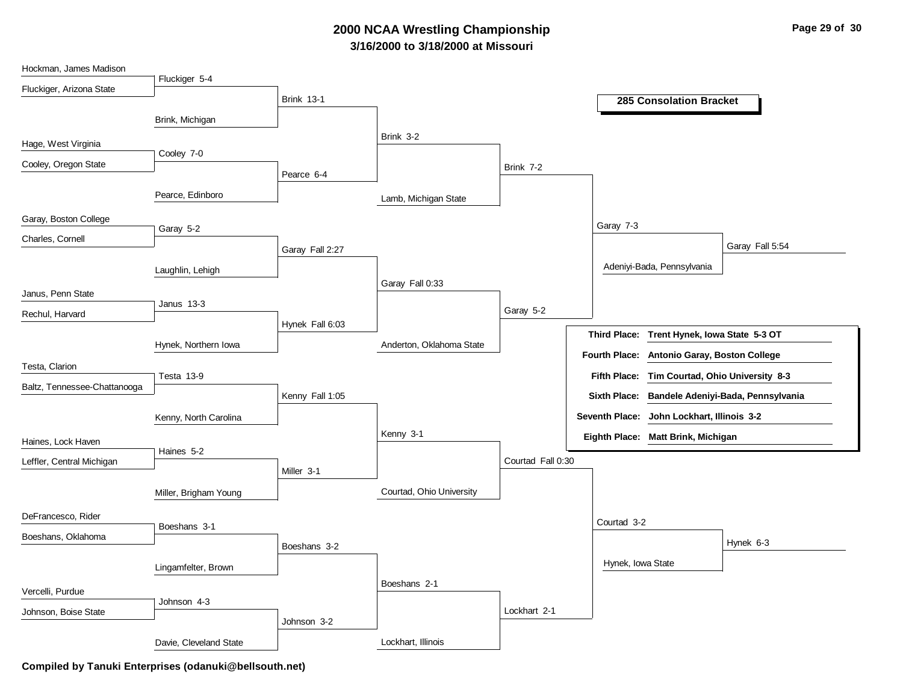# 2000 NCAA Wrestling Championship

**3/16/2000 to 3/18/2000 at Missouri**

## 285 Consolation Bracket

### Round 1

| Wrestler A | Wrestler B | Result |
|---|---|---|
| Hockman, James Madison | Fluckiger, Arizona State | Fluckiger 5-4 |
| Hage, West Virginia | Cooley, Oregon State | Cooley 7-0 |
| Garay, Boston College | Charles, Cornell | Garay 5-2 |
| Janus, Penn State | Rechul, Harvard | Janus 13-3 |
| Testa, Clarion | Baltz, Tennessee-Chattanooga | Testa 13-9 |
| Haines, Lock Haven | Leffler, Central Michigan | Haines 5-2 |
| DeFrancesco, Rider | Boeshans, Oklahoma | Boeshans 3-1 |
| Vercelli, Purdue | Johnson, Boise State | Johnson 4-3 |

### Round 2

| Wrestler A | Wrestler B | Result |
|---|---|---|
| Fluckiger | Brink, Michigan | Brink 13-1 |
| Cooley | Pearce, Edinboro | Pearce 6-4 |
| Garay | Laughlin, Lehigh | Garay Fall 2:27 |
| Janus | Hynek, Northern Iowa | Hynek Fall 6:03 |
| Testa | Kenny, North Carolina | Kenny Fall 1:05 |
| Haines | Miller, Brigham Young | Miller 3-1 |
| Boeshans | Lingamfelter, Brown | Boeshans 3-2 |
| Johnson | Davie, Cleveland State | Johnson 3-2 |

### Round 3

| Wrestler A | Wrestler B | Result |
|---|---|---|
| Brink | Pearce | Brink 3-2 |
| Garay | Hynek | Garay Fall 0:33 |
| Kenny | Miller | Kenny 3-1 |
| Boeshans | Johnson | Boeshans 2-1 |

### Round 4

| Wrestler A | Wrestler B | Result |
|---|---|---|
| Brink | Lamb, Michigan State | Brink 7-2 |
| Garay | Anderton, Oklahoma State | Garay 5-2 |
| Kenny | Courtad, Ohio University | Courtad Fall 0:30 |
| Boeshans | Lockhart, Illinois | Lockhart 2-1 |

### Round 5

| Wrestler A | Wrestler B | Result |
|---|---|---|
| Brink | Garay | Garay 7-3 |
| Courtad | Lockhart | Courtad 3-2 |

### Consolation Semifinals

| Wrestler A | Wrestler B | Result |
|---|---|---|
| Garay | Adeniyi-Bada, Pennsylvania | Garay Fall 5:54 |
| Courtad | Hynek, Iowa State | Hynek 6-3 |

### Final Placings

| Place | Wrestler |
|---|---|
| Third Place: | Trent Hynek, Iowa State 5-3 OT |
| Fourth Place: | Antonio Garay, Boston College |
| Fifth Place: | Tim Courtad, Ohio University 8-3 |
| Sixth Place: | Bandele Adeniyi-Bada, Pennsylvania |
| Seventh Place: | John Lockhart, Illinois 3-2 |
| Eighth Place: | Matt Brink, Michigan |

**Compiled by Tanuki Enterprises (odanuki@bellsouth.net)**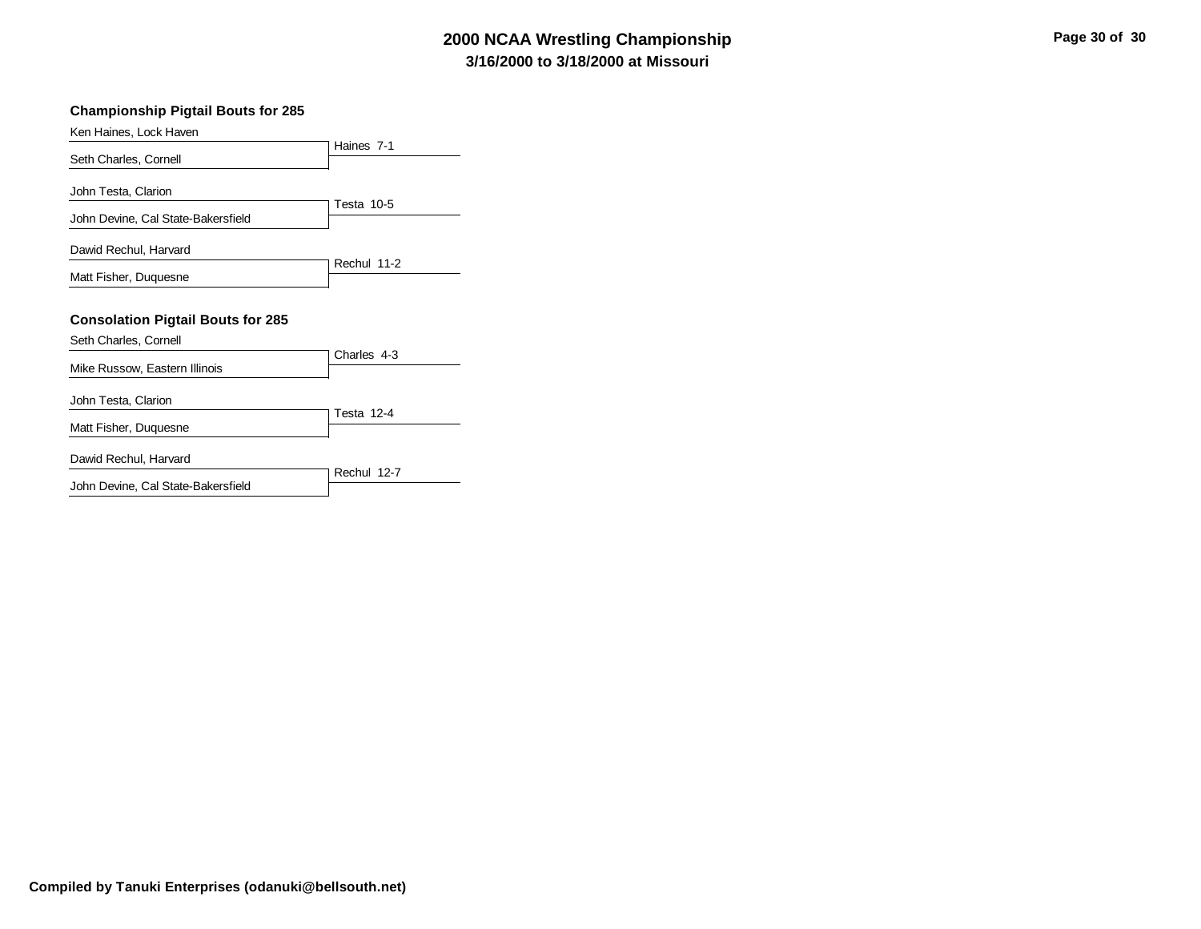# 2000 NCAA Wrestling Championship

## 3/16/2000 to 3/18/2000 at Missouri

### Championship Pigtail Bouts for 285

| Wrestlers | Result |
|---|---|
| Ken Haines, Lock Haven vs. Seth Charles, Cornell | Haines 7-1 |
| John Testa, Clarion vs. John Devine, Cal State-Bakersfield | Testa 10-5 |
| Dawid Rechul, Harvard vs. Matt Fisher, Duquesne | Rechul 11-2 |

### Consolation Pigtail Bouts for 285

| Wrestlers | Result |
|---|---|
| Seth Charles, Cornell vs. Mike Russow, Eastern Illinois | Charles 4-3 |
| John Testa, Clarion vs. Matt Fisher, Duquesne | Testa 12-4 |
| Dawid Rechul, Harvard vs. John Devine, Cal State-Bakersfield | Rechul 12-7 |

**Compiled by Tanuki Enterprises (odanuki@bellsouth.net)**